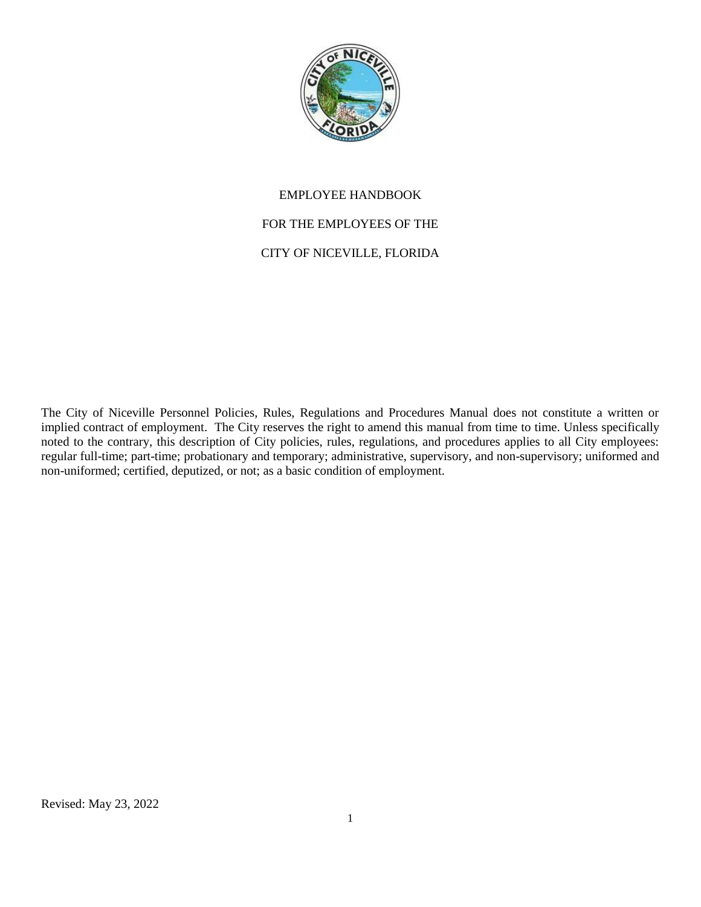# EMPLOYEE HANDBOOK

# FOR THE EMPLOYEES OF THE

# CITY OF NICEVILLE, FLORIDA

The City of Niceville Personnel Policies, Rules, Regulations and Procedures Manual does not constitute a written or implied contract of employment. The City reserves the right to amend this manual from time to time. Unless specifically noted to the contrary, this description of City policies, rules, regulations, and procedures applies to all City employees: regular full-time; part-time; probationary and temporary; administrative, supervisory, and non-supervisory; uniformed and non-uniformed; certified, deputized, or not; as a basic condition of employment.

Revised: May 23, 2022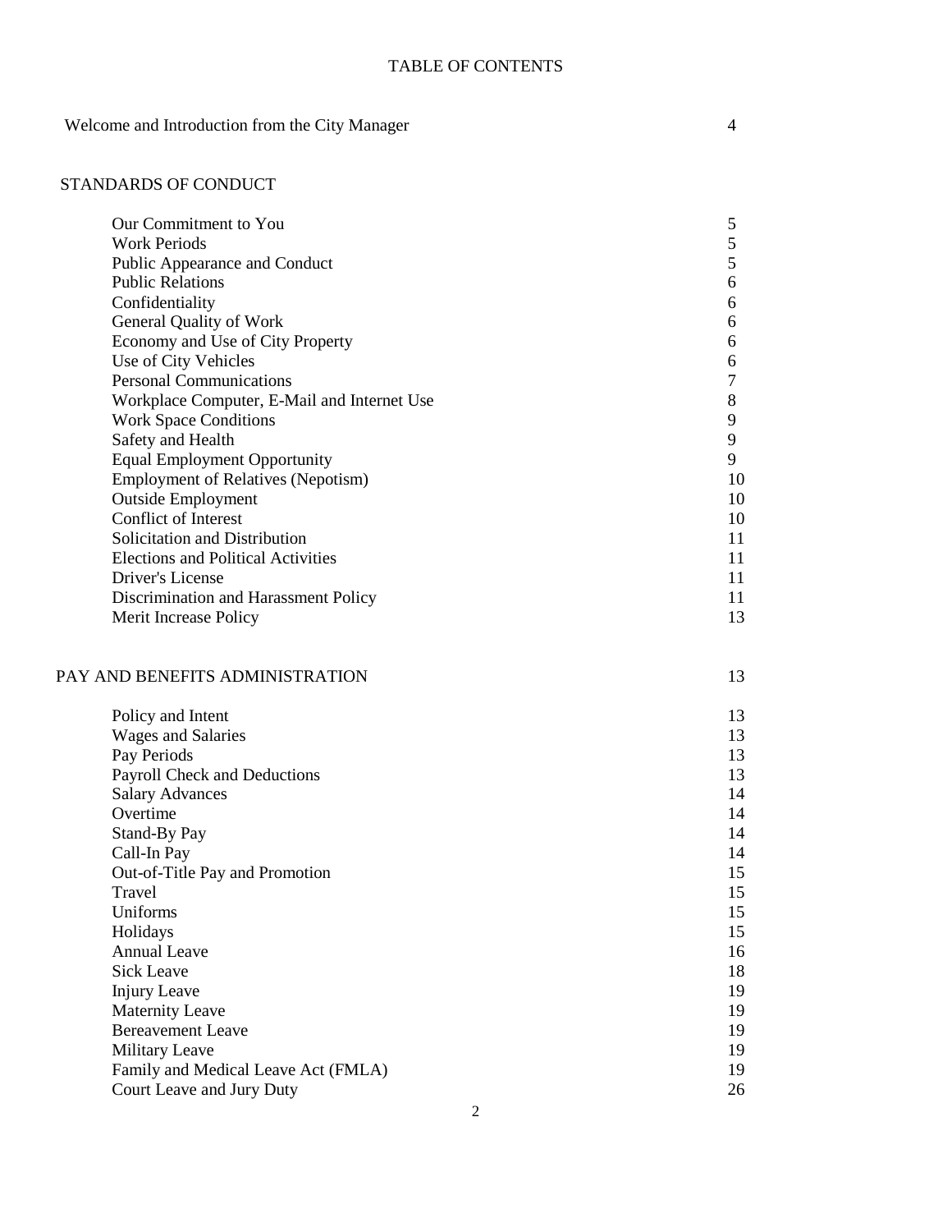# TABLE OF CONTENTS

| | |
|---|---|
| Welcome and Introduction from the City Manager | 4 |
| **STANDARDS OF CONDUCT** | |
| Our Commitment to You | 5 |
| Work Periods | 5 |
| Public Appearance and Conduct | 5 |
| Public Relations | 6 |
| Confidentiality | 6 |
| General Quality of Work | 6 |
| Economy and Use of City Property | 6 |
| Use of City Vehicles | 6 |
| Personal Communications | 7 |
| Workplace Computer, E-Mail and Internet Use | 8 |
| Work Space Conditions | 9 |
| Safety and Health | 9 |
| Equal Employment Opportunity | 9 |
| Employment of Relatives (Nepotism) | 10 |
| Outside Employment | 10 |
| Conflict of Interest | 10 |
| Solicitation and Distribution | 11 |
| Elections and Political Activities | 11 |
| Driver's License | 11 |
| Discrimination and Harassment Policy | 11 |
| Merit Increase Policy | 13 |
| **PAY AND BENEFITS ADMINISTRATION** | 13 |
| Policy and Intent | 13 |
| Wages and Salaries | 13 |
| Pay Periods | 13 |
| Payroll Check and Deductions | 13 |
| Salary Advances | 14 |
| Overtime | 14 |
| Stand-By Pay | 14 |
| Call-In Pay | 14 |
| Out-of-Title Pay and Promotion | 15 |
| Travel | 15 |
| Uniforms | 15 |
| Holidays | 15 |
| Annual Leave | 16 |
| Sick Leave | 18 |
| Injury Leave | 19 |
| Maternity Leave | 19 |
| Bereavement Leave | 19 |
| Military Leave | 19 |
| Family and Medical Leave Act (FMLA) | 19 |
| Court Leave and Jury Duty | 26 |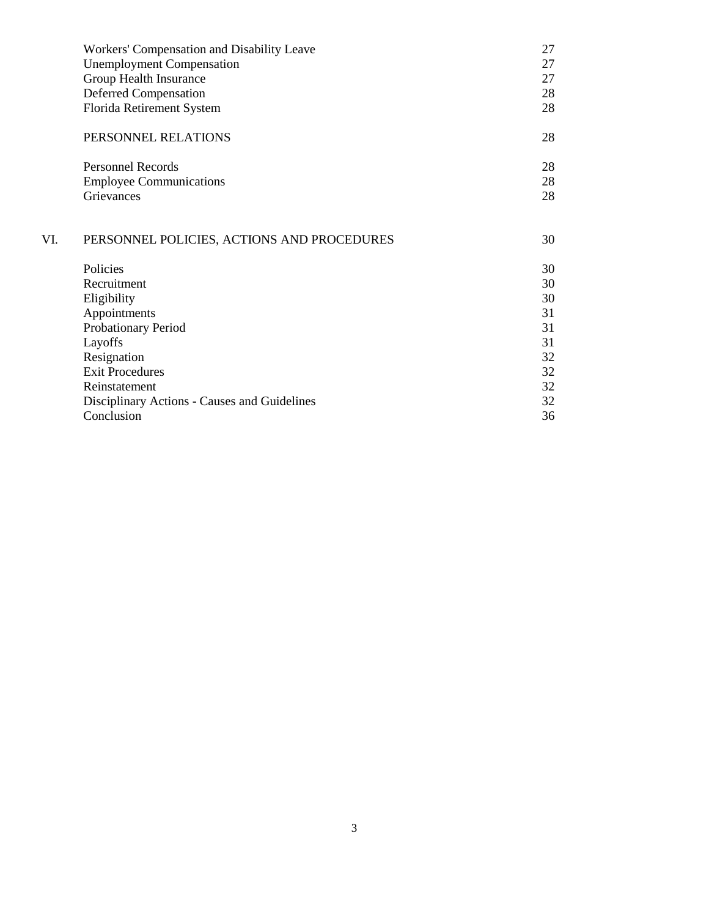| | | |
|---|---|---|
| | Workers' Compensation and Disability Leave | 27 |
| | Unemployment Compensation | 27 |
| | Group Health Insurance | 27 |
| | Deferred Compensation | 28 |
| | Florida Retirement System | 28 |
| | PERSONNEL RELATIONS | 28 |
| | Personnel Records | 28 |
| | Employee Communications | 28 |
| | Grievances | 28 |
| VI. | PERSONNEL POLICIES, ACTIONS AND PROCEDURES | 30 |
| | Policies | 30 |
| | Recruitment | 30 |
| | Eligibility | 30 |
| | Appointments | 31 |
| | Probationary Period | 31 |
| | Layoffs | 31 |
| | Resignation | 32 |
| | Exit Procedures | 32 |
| | Reinstatement | 32 |
| | Disciplinary Actions - Causes and Guidelines | 32 |
| | Conclusion | 36 |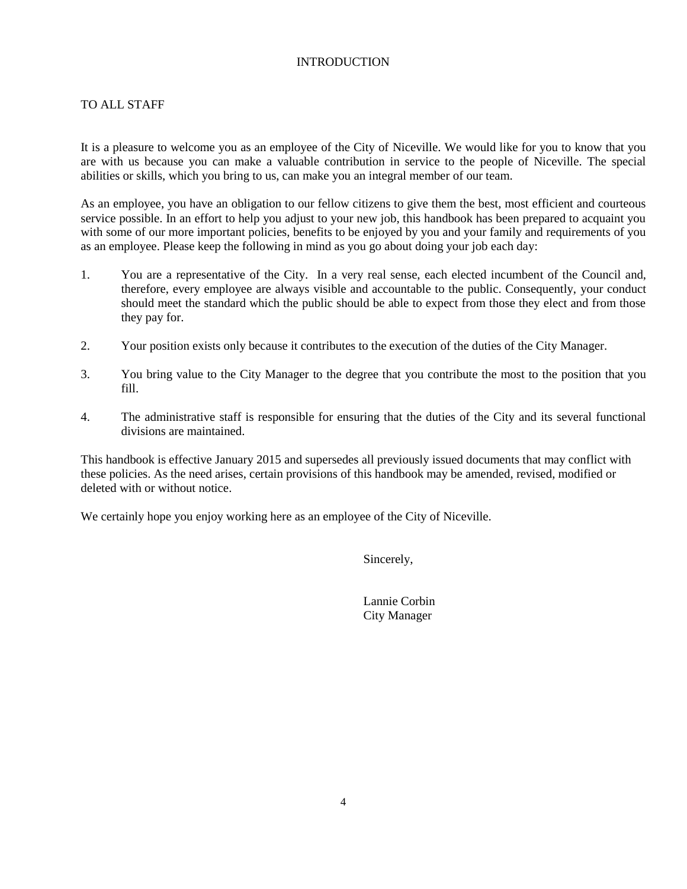# INTRODUCTION

TO ALL STAFF

It is a pleasure to welcome you as an employee of the City of Niceville. We would like for you to know that you are with us because you can make a valuable contribution in service to the people of Niceville. The special abilities or skills, which you bring to us, can make you an integral member of our team.

As an employee, you have an obligation to our fellow citizens to give them the best, most efficient and courteous service possible. In an effort to help you adjust to your new job, this handbook has been prepared to acquaint you with some of our more important policies, benefits to be enjoyed by you and your family and requirements of you as an employee. Please keep the following in mind as you go about doing your job each day:

1. You are a representative of the City. In a very real sense, each elected incumbent of the Council and, therefore, every employee are always visible and accountable to the public. Consequently, your conduct should meet the standard which the public should be able to expect from those they elect and from those they pay for.

2. Your position exists only because it contributes to the execution of the duties of the City Manager.

3. You bring value to the City Manager to the degree that you contribute the most to the position that you fill.

4. The administrative staff is responsible for ensuring that the duties of the City and its several functional divisions are maintained.

This handbook is effective January 2015 and supersedes all previously issued documents that may conflict with these policies. As the need arises, certain provisions of this handbook may be amended, revised, modified or deleted with or without notice.

We certainly hope you enjoy working here as an employee of the City of Niceville.

Sincerely,

Lannie Corbin
City Manager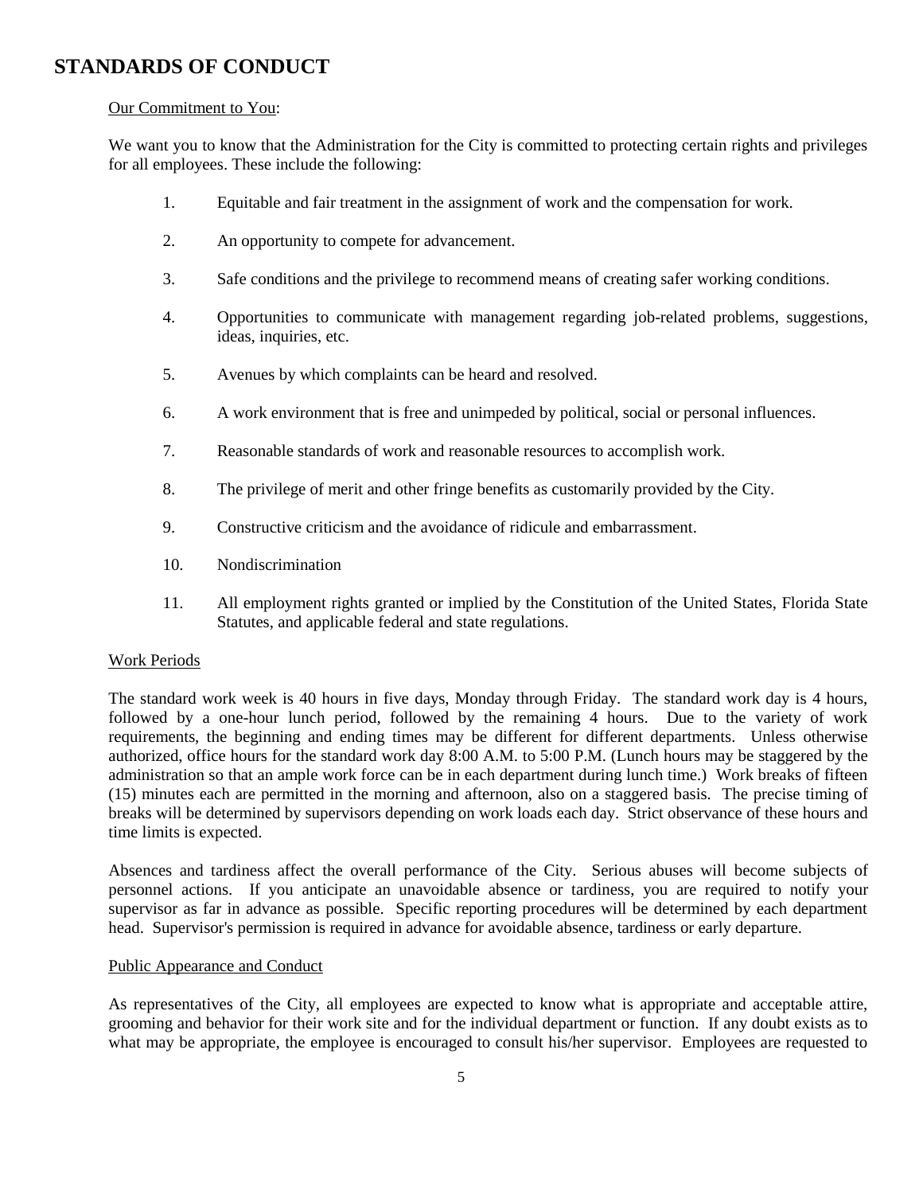# STANDARDS OF CONDUCT

Our Commitment to You:

We want you to know that the Administration for the City is committed to protecting certain rights and privileges for all employees. These include the following:

1. Equitable and fair treatment in the assignment of work and the compensation for work.
2. An opportunity to compete for advancement.
3. Safe conditions and the privilege to recommend means of creating safer working conditions.
4. Opportunities to communicate with management regarding job-related problems, suggestions, ideas, inquiries, etc.
5. Avenues by which complaints can be heard and resolved.
6. A work environment that is free and unimpeded by political, social or personal influences.
7. Reasonable standards of work and reasonable resources to accomplish work.
8. The privilege of merit and other fringe benefits as customarily provided by the City.
9. Constructive criticism and the avoidance of ridicule and embarrassment.
10. Nondiscrimination
11. All employment rights granted or implied by the Constitution of the United States, Florida State Statutes, and applicable federal and state regulations.

Work Periods

The standard work week is 40 hours in five days, Monday through Friday. The standard work day is 4 hours, followed by a one-hour lunch period, followed by the remaining 4 hours. Due to the variety of work requirements, the beginning and ending times may be different for different departments. Unless otherwise authorized, office hours for the standard work day 8:00 A.M. to 5:00 P.M. (Lunch hours may be staggered by the administration so that an ample work force can be in each department during lunch time.) Work breaks of fifteen (15) minutes each are permitted in the morning and afternoon, also on a staggered basis. The precise timing of breaks will be determined by supervisors depending on work loads each day. Strict observance of these hours and time limits is expected.

Absences and tardiness affect the overall performance of the City. Serious abuses will become subjects of personnel actions. If you anticipate an unavoidable absence or tardiness, you are required to notify your supervisor as far in advance as possible. Specific reporting procedures will be determined by each department head. Supervisor's permission is required in advance for avoidable absence, tardiness or early departure.

Public Appearance and Conduct

As representatives of the City, all employees are expected to know what is appropriate and acceptable attire, grooming and behavior for their work site and for the individual department or function. If any doubt exists as to what may be appropriate, the employee is encouraged to consult his/her supervisor. Employees are requested to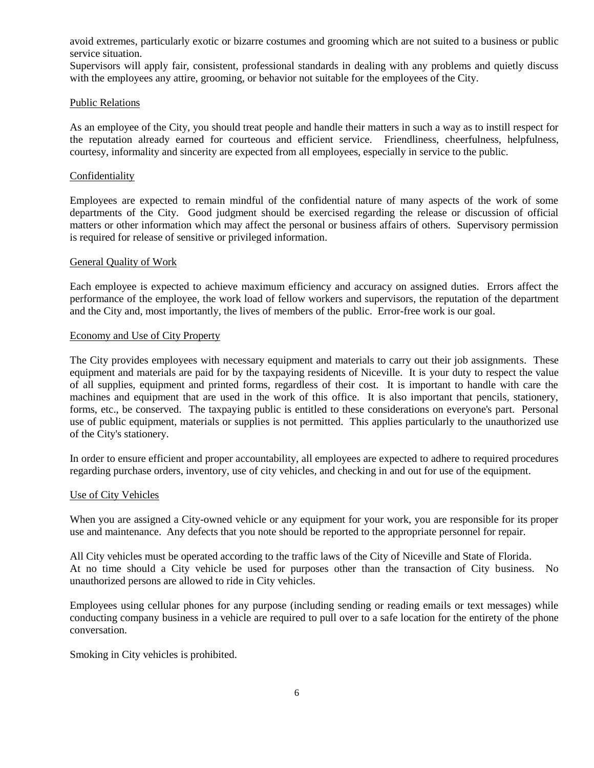avoid extremes, particularly exotic or bizarre costumes and grooming which are not suited to a business or public service situation.

Supervisors will apply fair, consistent, professional standards in dealing with any problems and quietly discuss with the employees any attire, grooming, or behavior not suitable for the employees of the City.

## Public Relations

As an employee of the City, you should treat people and handle their matters in such a way as to instill respect for the reputation already earned for courteous and efficient service. Friendliness, cheerfulness, helpfulness, courtesy, informality and sincerity are expected from all employees, especially in service to the public.

## Confidentiality

Employees are expected to remain mindful of the confidential nature of many aspects of the work of some departments of the City. Good judgment should be exercised regarding the release or discussion of official matters or other information which may affect the personal or business affairs of others. Supervisory permission is required for release of sensitive or privileged information.

## General Quality of Work

Each employee is expected to achieve maximum efficiency and accuracy on assigned duties. Errors affect the performance of the employee, the work load of fellow workers and supervisors, the reputation of the department and the City and, most importantly, the lives of members of the public. Error-free work is our goal.

## Economy and Use of City Property

The City provides employees with necessary equipment and materials to carry out their job assignments. These equipment and materials are paid for by the taxpaying residents of Niceville. It is your duty to respect the value of all supplies, equipment and printed forms, regardless of their cost. It is important to handle with care the machines and equipment that are used in the work of this office. It is also important that pencils, stationery, forms, etc., be conserved. The taxpaying public is entitled to these considerations on everyone's part. Personal use of public equipment, materials or supplies is not permitted. This applies particularly to the unauthorized use of the City's stationery.

In order to ensure efficient and proper accountability, all employees are expected to adhere to required procedures regarding purchase orders, inventory, use of city vehicles, and checking in and out for use of the equipment.

## Use of City Vehicles

When you are assigned a City-owned vehicle or any equipment for your work, you are responsible for its proper use and maintenance. Any defects that you note should be reported to the appropriate personnel for repair.

All City vehicles must be operated according to the traffic laws of the City of Niceville and State of Florida. At no time should a City vehicle be used for purposes other than the transaction of City business. No unauthorized persons are allowed to ride in City vehicles.

Employees using cellular phones for any purpose (including sending or reading emails or text messages) while conducting company business in a vehicle are required to pull over to a safe location for the entirety of the phone conversation.

Smoking in City vehicles is prohibited.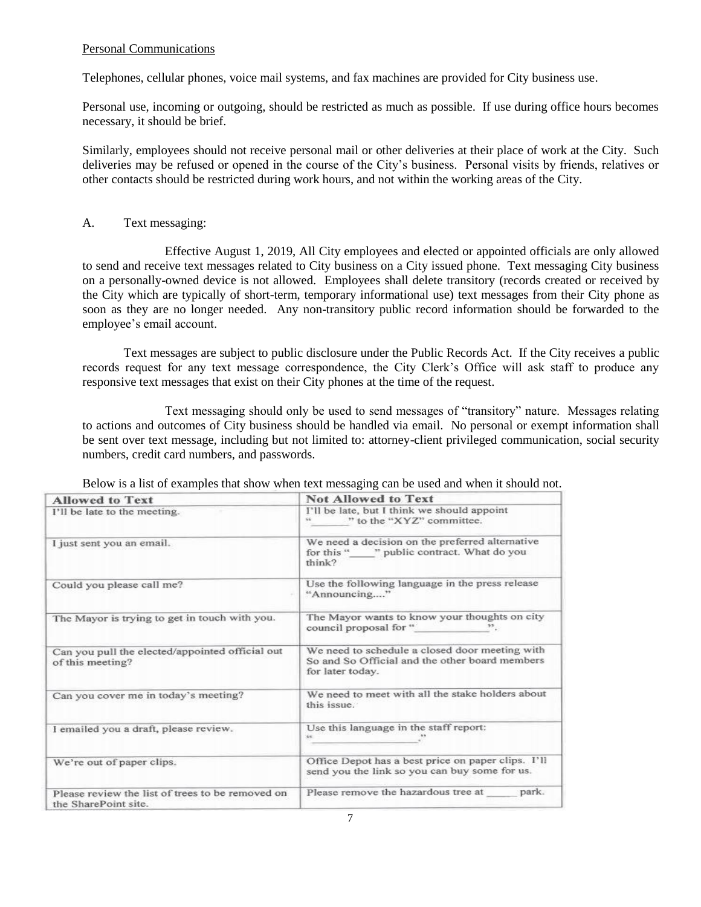Personal Communications

Telephones, cellular phones, voice mail systems, and fax machines are provided for City business use.

Personal use, incoming or outgoing, should be restricted as much as possible. If use during office hours becomes necessary, it should be brief.

Similarly, employees should not receive personal mail or other deliveries at their place of work at the City. Such deliveries may be refused or opened in the course of the City's business. Personal visits by friends, relatives or other contacts should be restricted during work hours, and not within the working areas of the City.

A. Text messaging:

Effective August 1, 2019, All City employees and elected or appointed officials are only allowed to send and receive text messages related to City business on a City issued phone. Text messaging City business on a personally-owned device is not allowed. Employees shall delete transitory (records created or received by the City which are typically of short-term, temporary informational use) text messages from their City phone as soon as they are no longer needed. Any non-transitory public record information should be forwarded to the employee's email account.

Text messages are subject to public disclosure under the Public Records Act. If the City receives a public records request for any text message correspondence, the City Clerk's Office will ask staff to produce any responsive text messages that exist on their City phones at the time of the request.

Text messaging should only be used to send messages of "transitory" nature. Messages relating to actions and outcomes of City business should be handled via email. No personal or exempt information shall be sent over text message, including but not limited to: attorney-client privileged communication, social security numbers, credit card numbers, and passwords.

Below is a list of examples that show when text messaging can be used and when it should not.

| Allowed to Text | Not Allowed to Text |
|---|---|
| I'll be late to the meeting. | I'll be late, but I think we should appoint "\_\_\_\_\_\_" to the "XYZ" committee. |
| I just sent you an email. | We need a decision on the preferred alternative for this "\_\_\_\_" public contract. What do you think? |
| Could you please call me? | Use the following language in the press release "Announcing...." |
| The Mayor is trying to get in touch with you. | The Mayor wants to know your thoughts on city council proposal for "\_\_\_\_\_\_\_\_\_\_\_\_". |
| Can you pull the elected/appointed official out of this meeting? | We need to schedule a closed door meeting with So and So Official and the other board members for later today. |
| Can you cover me in today's meeting? | We need to meet with all the stake holders about this issue. |
| I emailed you a draft, please review. | Use this language in the staff report: "\_\_\_\_\_\_\_\_\_\_\_\_\_\_\_\_\_\_." |
| We're out of paper clips. | Office Depot has a best price on paper clips. I'll send you the link so you can buy some for us. |
| Please review the list of trees to be removed on the SharePoint site. | Please remove the hazardous tree at \_\_\_\_\_ park. |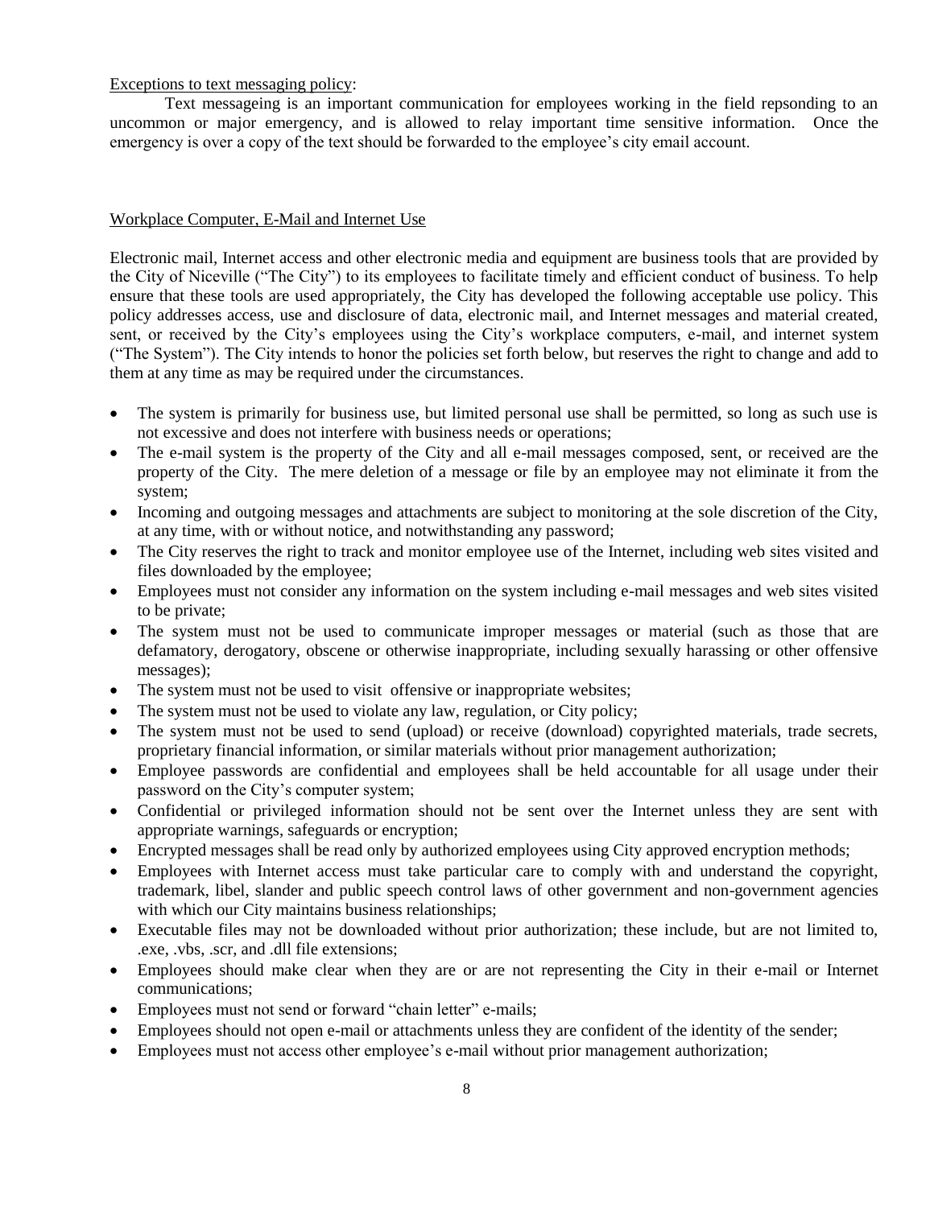Exceptions to text messaging policy:

Text messageing is an important communication for employees working in the field repsonding to an uncommon or major emergency, and is allowed to relay important time sensitive information. Once the emergency is over a copy of the text should be forwarded to the employee's city email account.

Workplace Computer, E-Mail and Internet Use

Electronic mail, Internet access and other electronic media and equipment are business tools that are provided by the City of Niceville ("The City") to its employees to facilitate timely and efficient conduct of business. To help ensure that these tools are used appropriately, the City has developed the following acceptable use policy. This policy addresses access, use and disclosure of data, electronic mail, and Internet messages and material created, sent, or received by the City's employees using the City's workplace computers, e-mail, and internet system ("The System"). The City intends to honor the policies set forth below, but reserves the right to change and add to them at any time as may be required under the circumstances.

- The system is primarily for business use, but limited personal use shall be permitted, so long as such use is not excessive and does not interfere with business needs or operations;
- The e-mail system is the property of the City and all e-mail messages composed, sent, or received are the property of the City. The mere deletion of a message or file by an employee may not eliminate it from the system;
- Incoming and outgoing messages and attachments are subject to monitoring at the sole discretion of the City, at any time, with or without notice, and notwithstanding any password;
- The City reserves the right to track and monitor employee use of the Internet, including web sites visited and files downloaded by the employee;
- Employees must not consider any information on the system including e-mail messages and web sites visited to be private;
- The system must not be used to communicate improper messages or material (such as those that are defamatory, derogatory, obscene or otherwise inappropriate, including sexually harassing or other offensive messages);
- The system must not be used to visit offensive or inappropriate websites;
- The system must not be used to violate any law, regulation, or City policy;
- The system must not be used to send (upload) or receive (download) copyrighted materials, trade secrets, proprietary financial information, or similar materials without prior management authorization;
- Employee passwords are confidential and employees shall be held accountable for all usage under their password on the City's computer system;
- Confidential or privileged information should not be sent over the Internet unless they are sent with appropriate warnings, safeguards or encryption;
- Encrypted messages shall be read only by authorized employees using City approved encryption methods;
- Employees with Internet access must take particular care to comply with and understand the copyright, trademark, libel, slander and public speech control laws of other government and non-government agencies with which our City maintains business relationships;
- Executable files may not be downloaded without prior authorization; these include, but are not limited to, .exe, .vbs, .scr, and .dll file extensions;
- Employees should make clear when they are or are not representing the City in their e-mail or Internet communications;
- Employees must not send or forward "chain letter" e-mails;
- Employees should not open e-mail or attachments unless they are confident of the identity of the sender;
- Employees must not access other employee's e-mail without prior management authorization;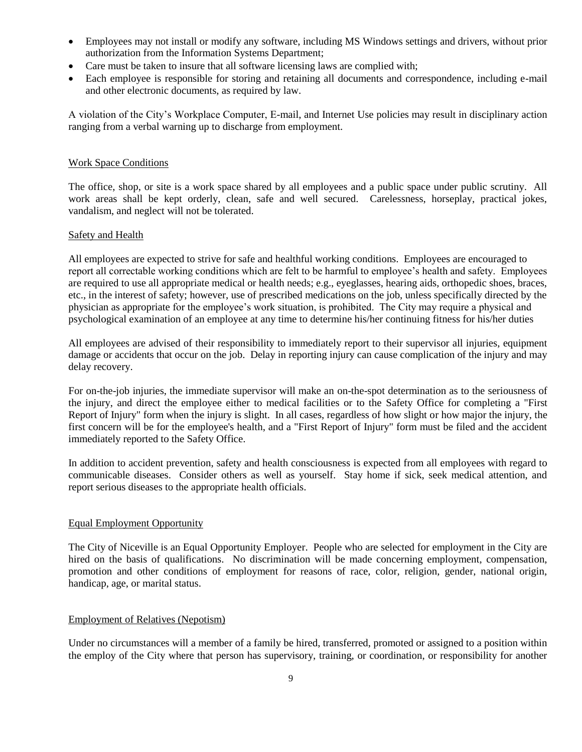- Employees may not install or modify any software, including MS Windows settings and drivers, without prior authorization from the Information Systems Department;
- Care must be taken to insure that all software licensing laws are complied with;
- Each employee is responsible for storing and retaining all documents and correspondence, including e-mail and other electronic documents, as required by law.

A violation of the City's Workplace Computer, E-mail, and Internet Use policies may result in disciplinary action ranging from a verbal warning up to discharge from employment.

## Work Space Conditions

The office, shop, or site is a work space shared by all employees and a public space under public scrutiny. All work areas shall be kept orderly, clean, safe and well secured. Carelessness, horseplay, practical jokes, vandalism, and neglect will not be tolerated.

## Safety and Health

All employees are expected to strive for safe and healthful working conditions. Employees are encouraged to report all correctable working conditions which are felt to be harmful to employee's health and safety. Employees are required to use all appropriate medical or health needs; e.g., eyeglasses, hearing aids, orthopedic shoes, braces, etc., in the interest of safety; however, use of prescribed medications on the job, unless specifically directed by the physician as appropriate for the employee's work situation, is prohibited. The City may require a physical and psychological examination of an employee at any time to determine his/her continuing fitness for his/her duties

All employees are advised of their responsibility to immediately report to their supervisor all injuries, equipment damage or accidents that occur on the job. Delay in reporting injury can cause complication of the injury and may delay recovery.

For on-the-job injuries, the immediate supervisor will make an on-the-spot determination as to the seriousness of the injury, and direct the employee either to medical facilities or to the Safety Office for completing a "First Report of Injury" form when the injury is slight. In all cases, regardless of how slight or how major the injury, the first concern will be for the employee's health, and a "First Report of Injury" form must be filed and the accident immediately reported to the Safety Office.

In addition to accident prevention, safety and health consciousness is expected from all employees with regard to communicable diseases. Consider others as well as yourself. Stay home if sick, seek medical attention, and report serious diseases to the appropriate health officials.

## Equal Employment Opportunity

The City of Niceville is an Equal Opportunity Employer. People who are selected for employment in the City are hired on the basis of qualifications. No discrimination will be made concerning employment, compensation, promotion and other conditions of employment for reasons of race, color, religion, gender, national origin, handicap, age, or marital status.

## Employment of Relatives (Nepotism)

Under no circumstances will a member of a family be hired, transferred, promoted or assigned to a position within the employ of the City where that person has supervisory, training, or coordination, or responsibility for another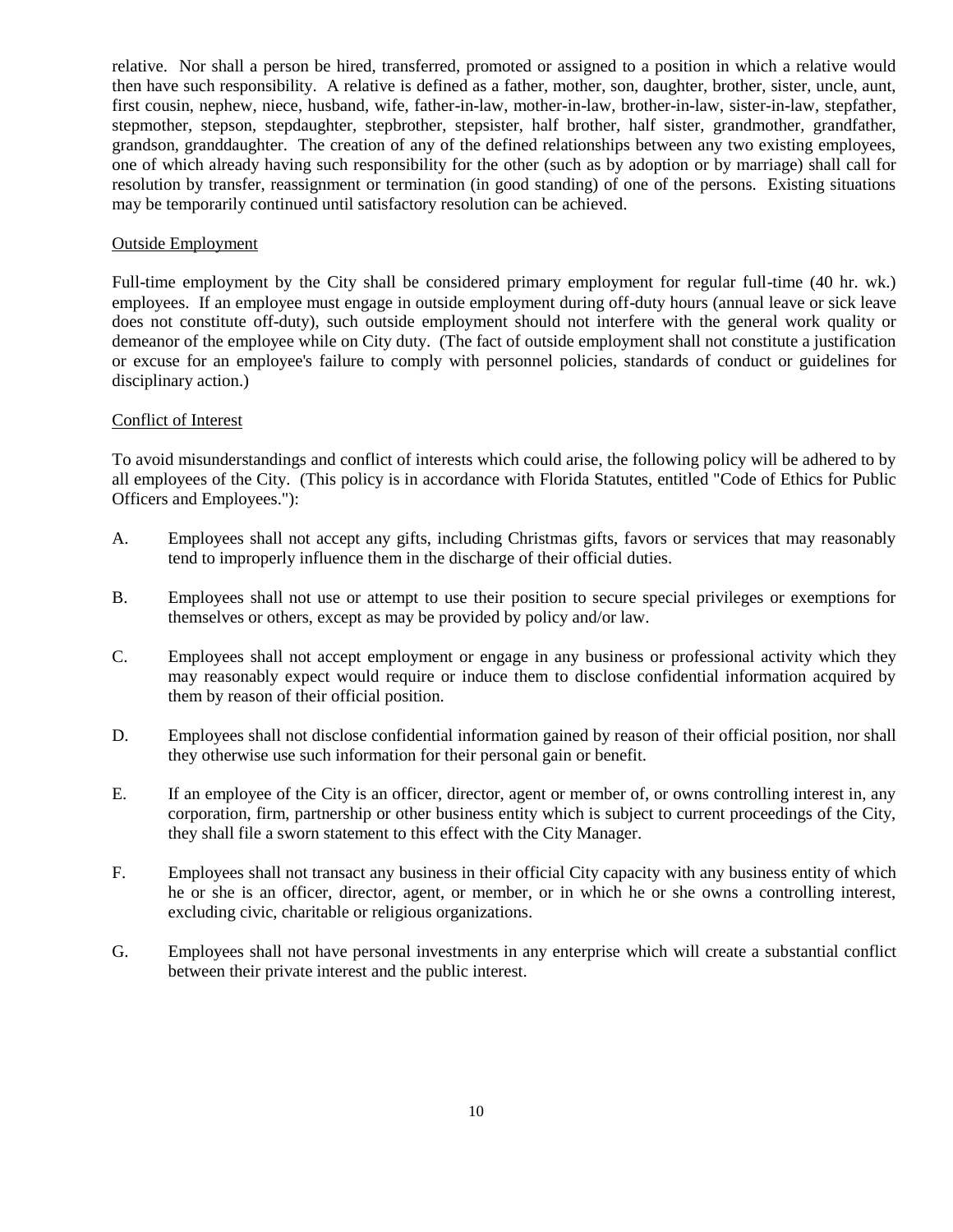relative. Nor shall a person be hired, transferred, promoted or assigned to a position in which a relative would then have such responsibility. A relative is defined as a father, mother, son, daughter, brother, sister, uncle, aunt, first cousin, nephew, niece, husband, wife, father-in-law, mother-in-law, brother-in-law, sister-in-law, stepfather, stepmother, stepson, stepdaughter, stepbrother, stepsister, half brother, half sister, grandmother, grandfather, grandson, granddaughter. The creation of any of the defined relationships between any two existing employees, one of which already having such responsibility for the other (such as by adoption or by marriage) shall call for resolution by transfer, reassignment or termination (in good standing) of one of the persons. Existing situations may be temporarily continued until satisfactory resolution can be achieved.

## Outside Employment

Full-time employment by the City shall be considered primary employment for regular full-time (40 hr. wk.) employees. If an employee must engage in outside employment during off-duty hours (annual leave or sick leave does not constitute off-duty), such outside employment should not interfere with the general work quality or demeanor of the employee while on City duty. (The fact of outside employment shall not constitute a justification or excuse for an employee's failure to comply with personnel policies, standards of conduct or guidelines for disciplinary action.)

## Conflict of Interest

To avoid misunderstandings and conflict of interests which could arise, the following policy will be adhered to by all employees of the City. (This policy is in accordance with Florida Statutes, entitled "Code of Ethics for Public Officers and Employees."):

A. Employees shall not accept any gifts, including Christmas gifts, favors or services that may reasonably tend to improperly influence them in the discharge of their official duties.

B. Employees shall not use or attempt to use their position to secure special privileges or exemptions for themselves or others, except as may be provided by policy and/or law.

C. Employees shall not accept employment or engage in any business or professional activity which they may reasonably expect would require or induce them to disclose confidential information acquired by them by reason of their official position.

D. Employees shall not disclose confidential information gained by reason of their official position, nor shall they otherwise use such information for their personal gain or benefit.

E. If an employee of the City is an officer, director, agent or member of, or owns controlling interest in, any corporation, firm, partnership or other business entity which is subject to current proceedings of the City, they shall file a sworn statement to this effect with the City Manager.

F. Employees shall not transact any business in their official City capacity with any business entity of which he or she is an officer, director, agent, or member, or in which he or she owns a controlling interest, excluding civic, charitable or religious organizations.

G. Employees shall not have personal investments in any enterprise which will create a substantial conflict between their private interest and the public interest.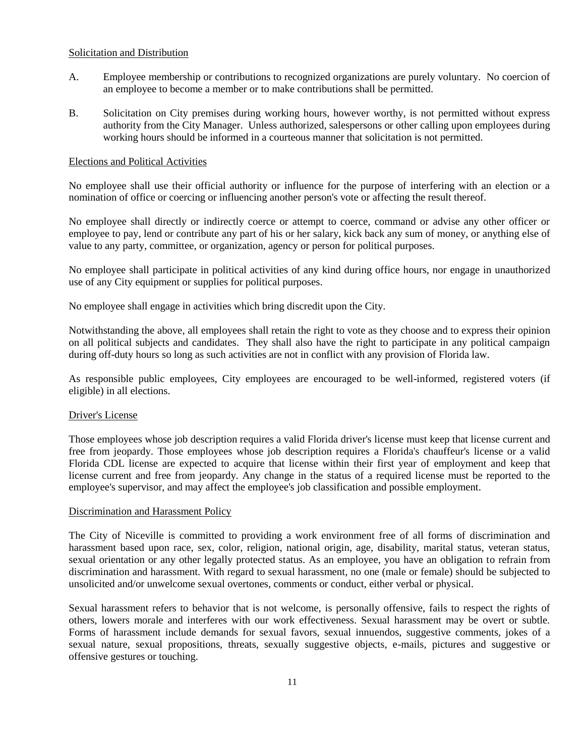<u>Solicitation and Distribution</u>

A. Employee membership or contributions to recognized organizations are purely voluntary. No coercion of an employee to become a member or to make contributions shall be permitted.

B. Solicitation on City premises during working hours, however worthy, is not permitted without express authority from the City Manager. Unless authorized, salespersons or other calling upon employees during working hours should be informed in a courteous manner that solicitation is not permitted.

<u>Elections and Political Activities</u>

No employee shall use their official authority or influence for the purpose of interfering with an election or a nomination of office or coercing or influencing another person's vote or affecting the result thereof.

No employee shall directly or indirectly coerce or attempt to coerce, command or advise any other officer or employee to pay, lend or contribute any part of his or her salary, kick back any sum of money, or anything else of value to any party, committee, or organization, agency or person for political purposes.

No employee shall participate in political activities of any kind during office hours, nor engage in unauthorized use of any City equipment or supplies for political purposes.

No employee shall engage in activities which bring discredit upon the City.

Notwithstanding the above, all employees shall retain the right to vote as they choose and to express their opinion on all political subjects and candidates. They shall also have the right to participate in any political campaign during off-duty hours so long as such activities are not in conflict with any provision of Florida law.

As responsible public employees, City employees are encouraged to be well-informed, registered voters (if eligible) in all elections.

<u>Driver's License</u>

Those employees whose job description requires a valid Florida driver's license must keep that license current and free from jeopardy. Those employees whose job description requires a Florida's chauffeur's license or a valid Florida CDL license are expected to acquire that license within their first year of employment and keep that license current and free from jeopardy. Any change in the status of a required license must be reported to the employee's supervisor, and may affect the employee's job classification and possible employment.

<u>Discrimination and Harassment Policy</u>

The City of Niceville is committed to providing a work environment free of all forms of discrimination and harassment based upon race, sex, color, religion, national origin, age, disability, marital status, veteran status, sexual orientation or any other legally protected status. As an employee, you have an obligation to refrain from discrimination and harassment. With regard to sexual harassment, no one (male or female) should be subjected to unsolicited and/or unwelcome sexual overtones, comments or conduct, either verbal or physical.

Sexual harassment refers to behavior that is not welcome, is personally offensive, fails to respect the rights of others, lowers morale and interferes with our work effectiveness. Sexual harassment may be overt or subtle. Forms of harassment include demands for sexual favors, sexual innuendos, suggestive comments, jokes of a sexual nature, sexual propositions, threats, sexually suggestive objects, e-mails, pictures and suggestive or offensive gestures or touching.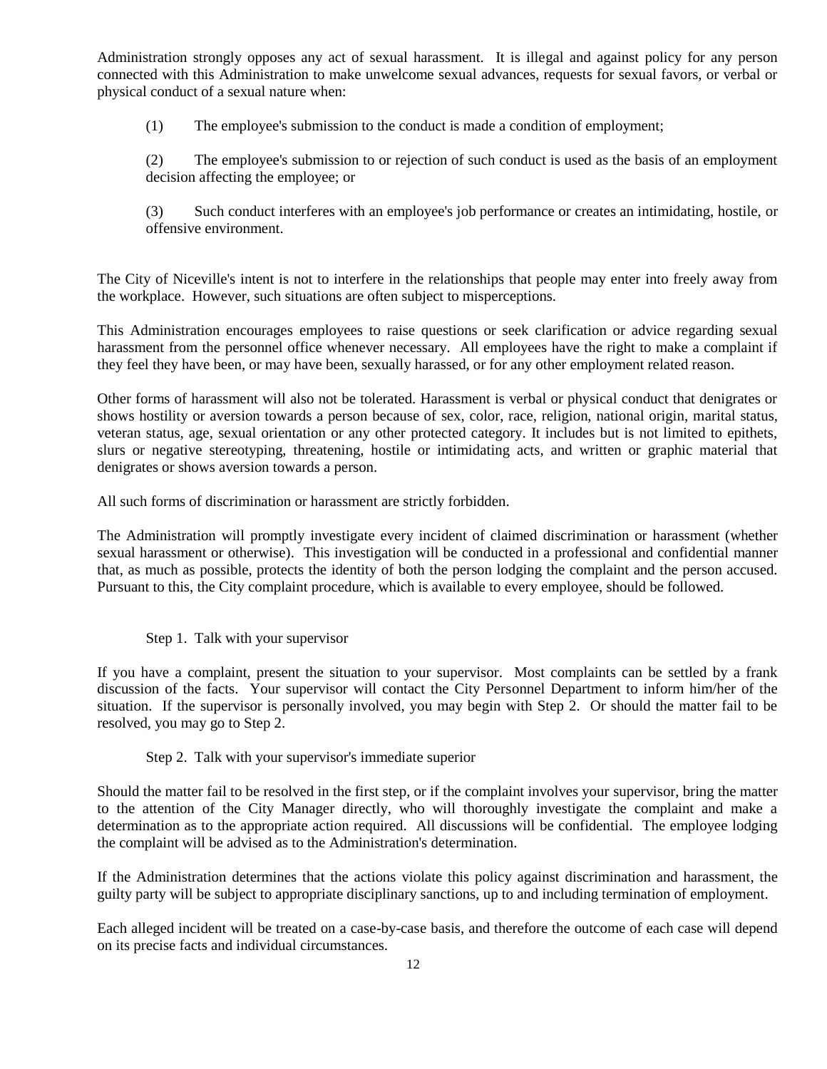Administration strongly opposes any act of sexual harassment. It is illegal and against policy for any person connected with this Administration to make unwelcome sexual advances, requests for sexual favors, or verbal or physical conduct of a sexual nature when:

(1) The employee's submission to the conduct is made a condition of employment;

(2) The employee's submission to or rejection of such conduct is used as the basis of an employment decision affecting the employee; or

(3) Such conduct interferes with an employee's job performance or creates an intimidating, hostile, or offensive environment.

The City of Niceville's intent is not to interfere in the relationships that people may enter into freely away from the workplace. However, such situations are often subject to misperceptions.

This Administration encourages employees to raise questions or seek clarification or advice regarding sexual harassment from the personnel office whenever necessary. All employees have the right to make a complaint if they feel they have been, or may have been, sexually harassed, or for any other employment related reason.

Other forms of harassment will also not be tolerated. Harassment is verbal or physical conduct that denigrates or shows hostility or aversion towards a person because of sex, color, race, religion, national origin, marital status, veteran status, age, sexual orientation or any other protected category. It includes but is not limited to epithets, slurs or negative stereotyping, threatening, hostile or intimidating acts, and written or graphic material that denigrates or shows aversion towards a person.

All such forms of discrimination or harassment are strictly forbidden.

The Administration will promptly investigate every incident of claimed discrimination or harassment (whether sexual harassment or otherwise). This investigation will be conducted in a professional and confidential manner that, as much as possible, protects the identity of both the person lodging the complaint and the person accused. Pursuant to this, the City complaint procedure, which is available to every employee, should be followed.

Step 1. Talk with your supervisor

If you have a complaint, present the situation to your supervisor. Most complaints can be settled by a frank discussion of the facts. Your supervisor will contact the City Personnel Department to inform him/her of the situation. If the supervisor is personally involved, you may begin with Step 2. Or should the matter fail to be resolved, you may go to Step 2.

Step 2. Talk with your supervisor's immediate superior

Should the matter fail to be resolved in the first step, or if the complaint involves your supervisor, bring the matter to the attention of the City Manager directly, who will thoroughly investigate the complaint and make a determination as to the appropriate action required. All discussions will be confidential. The employee lodging the complaint will be advised as to the Administration's determination.

If the Administration determines that the actions violate this policy against discrimination and harassment, the guilty party will be subject to appropriate disciplinary sanctions, up to and including termination of employment.

Each alleged incident will be treated on a case-by-case basis, and therefore the outcome of each case will depend on its precise facts and individual circumstances.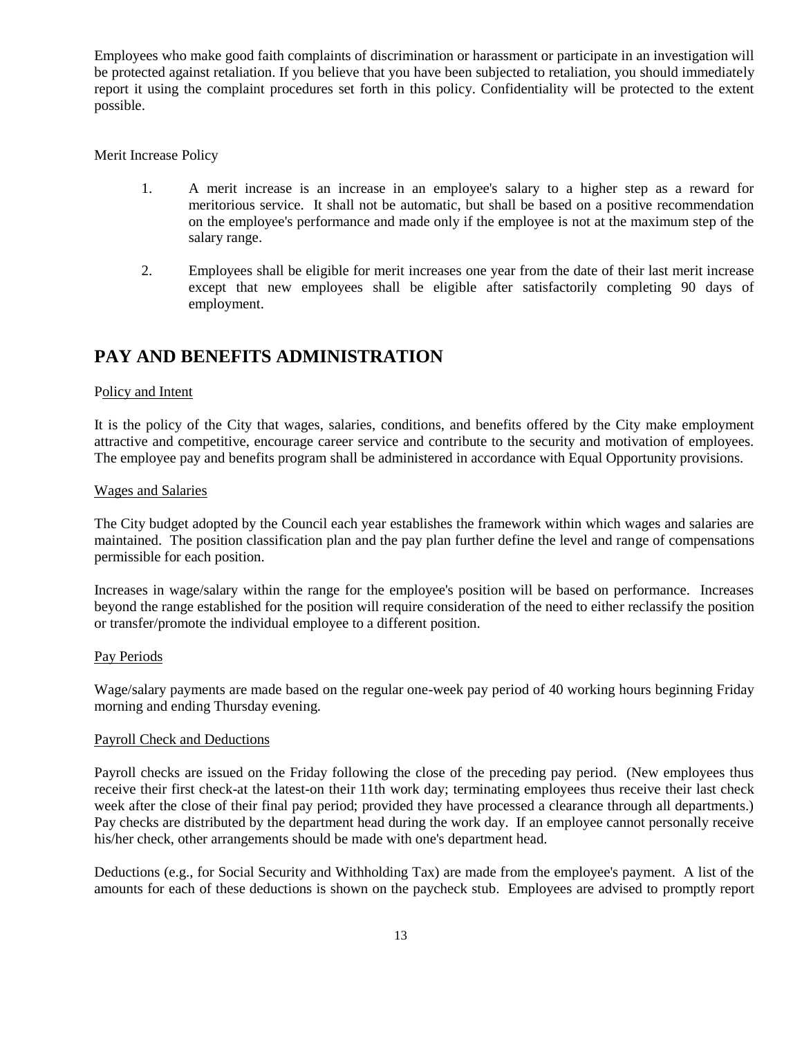Employees who make good faith complaints of discrimination or harassment or participate in an investigation will be protected against retaliation. If you believe that you have been subjected to retaliation, you should immediately report it using the complaint procedures set forth in this policy. Confidentiality will be protected to the extent possible.

Merit Increase Policy

1. A merit increase is an increase in an employee's salary to a higher step as a reward for meritorious service. It shall not be automatic, but shall be based on a positive recommendation on the employee's performance and made only if the employee is not at the maximum step of the salary range.

2. Employees shall be eligible for merit increases one year from the date of their last merit increase except that new employees shall be eligible after satisfactorily completing 90 days of employment.

## PAY AND BENEFITS ADMINISTRATION

Policy and Intent

It is the policy of the City that wages, salaries, conditions, and benefits offered by the City make employment attractive and competitive, encourage career service and contribute to the security and motivation of employees. The employee pay and benefits program shall be administered in accordance with Equal Opportunity provisions.

Wages and Salaries

The City budget adopted by the Council each year establishes the framework within which wages and salaries are maintained. The position classification plan and the pay plan further define the level and range of compensations permissible for each position.

Increases in wage/salary within the range for the employee's position will be based on performance. Increases beyond the range established for the position will require consideration of the need to either reclassify the position or transfer/promote the individual employee to a different position.

Pay Periods

Wage/salary payments are made based on the regular one-week pay period of 40 working hours beginning Friday morning and ending Thursday evening.

Payroll Check and Deductions

Payroll checks are issued on the Friday following the close of the preceding pay period. (New employees thus receive their first check-at the latest-on their 11th work day; terminating employees thus receive their last check week after the close of their final pay period; provided they have processed a clearance through all departments.) Pay checks are distributed by the department head during the work day. If an employee cannot personally receive his/her check, other arrangements should be made with one's department head.

Deductions (e.g., for Social Security and Withholding Tax) are made from the employee's payment. A list of the amounts for each of these deductions is shown on the paycheck stub. Employees are advised to promptly report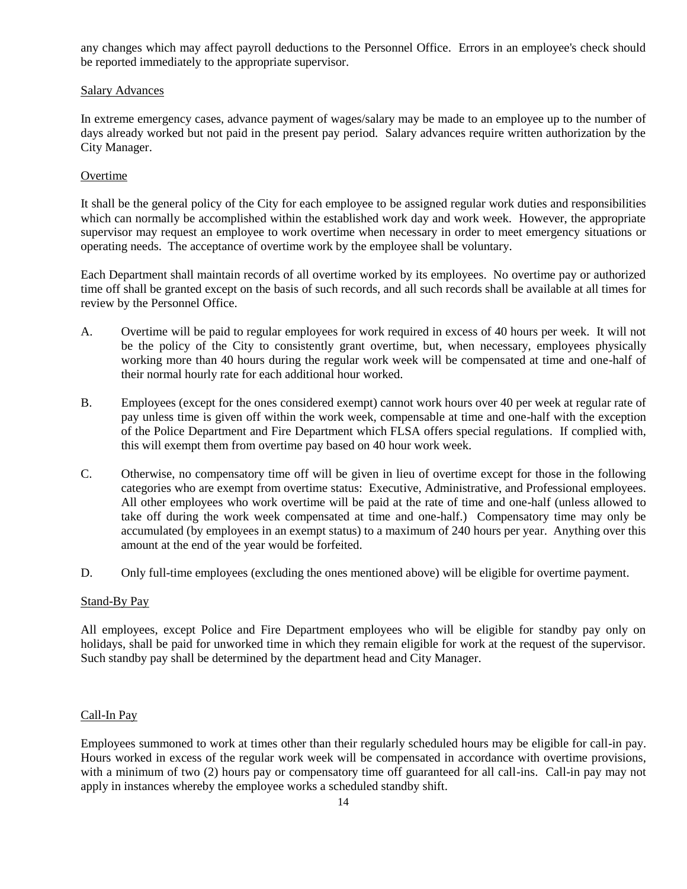any changes which may affect payroll deductions to the Personnel Office. Errors in an employee's check should be reported immediately to the appropriate supervisor.

## Salary Advances

In extreme emergency cases, advance payment of wages/salary may be made to an employee up to the number of days already worked but not paid in the present pay period. Salary advances require written authorization by the City Manager.

## Overtime

It shall be the general policy of the City for each employee to be assigned regular work duties and responsibilities which can normally be accomplished within the established work day and work week. However, the appropriate supervisor may request an employee to work overtime when necessary in order to meet emergency situations or operating needs. The acceptance of overtime work by the employee shall be voluntary.

Each Department shall maintain records of all overtime worked by its employees. No overtime pay or authorized time off shall be granted except on the basis of such records, and all such records shall be available at all times for review by the Personnel Office.

A. Overtime will be paid to regular employees for work required in excess of 40 hours per week. It will not be the policy of the City to consistently grant overtime, but, when necessary, employees physically working more than 40 hours during the regular work week will be compensated at time and one-half of their normal hourly rate for each additional hour worked.

B. Employees (except for the ones considered exempt) cannot work hours over 40 per week at regular rate of pay unless time is given off within the work week, compensable at time and one-half with the exception of the Police Department and Fire Department which FLSA offers special regulations. If complied with, this will exempt them from overtime pay based on 40 hour work week.

C. Otherwise, no compensatory time off will be given in lieu of overtime except for those in the following categories who are exempt from overtime status: Executive, Administrative, and Professional employees. All other employees who work overtime will be paid at the rate of time and one-half (unless allowed to take off during the work week compensated at time and one-half.) Compensatory time may only be accumulated (by employees in an exempt status) to a maximum of 240 hours per year. Anything over this amount at the end of the year would be forfeited.

D. Only full-time employees (excluding the ones mentioned above) will be eligible for overtime payment.

## Stand-By Pay

All employees, except Police and Fire Department employees who will be eligible for standby pay only on holidays, shall be paid for unworked time in which they remain eligible for work at the request of the supervisor. Such standby pay shall be determined by the department head and City Manager.

## Call-In Pay

Employees summoned to work at times other than their regularly scheduled hours may be eligible for call-in pay. Hours worked in excess of the regular work week will be compensated in accordance with overtime provisions, with a minimum of two (2) hours pay or compensatory time off guaranteed for all call-ins. Call-in pay may not apply in instances whereby the employee works a scheduled standby shift.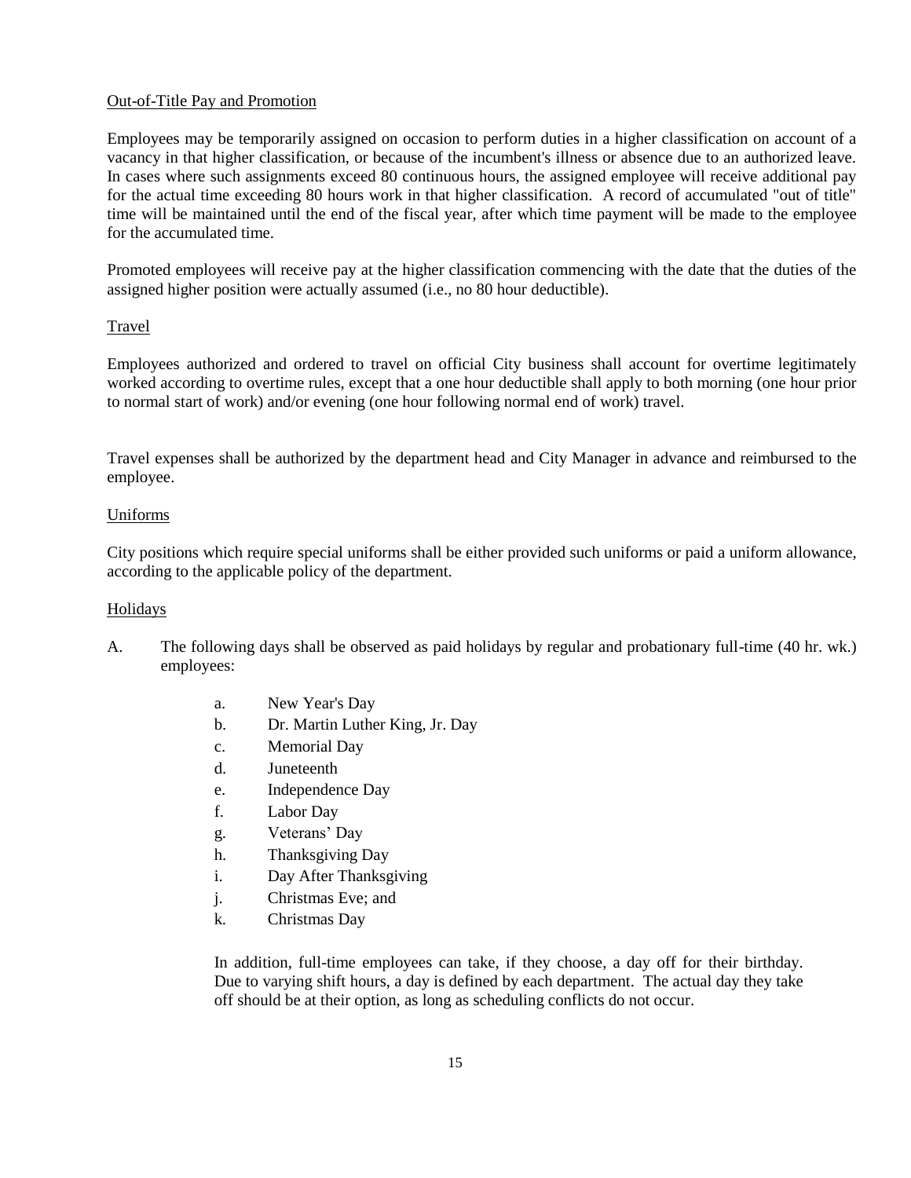<u>Out-of-Title Pay and Promotion</u>

Employees may be temporarily assigned on occasion to perform duties in a higher classification on account of a vacancy in that higher classification, or because of the incumbent's illness or absence due to an authorized leave. In cases where such assignments exceed 80 continuous hours, the assigned employee will receive additional pay for the actual time exceeding 80 hours work in that higher classification. A record of accumulated "out of title" time will be maintained until the end of the fiscal year, after which time payment will be made to the employee for the accumulated time.

Promoted employees will receive pay at the higher classification commencing with the date that the duties of the assigned higher position were actually assumed (i.e., no 80 hour deductible).

<u>Travel</u>

Employees authorized and ordered to travel on official City business shall account for overtime legitimately worked according to overtime rules, except that a one hour deductible shall apply to both morning (one hour prior to normal start of work) and/or evening (one hour following normal end of work) travel.

Travel expenses shall be authorized by the department head and City Manager in advance and reimbursed to the employee.

<u>Uniforms</u>

City positions which require special uniforms shall be either provided such uniforms or paid a uniform allowance, according to the applicable policy of the department.

<u>Holidays</u>

A. The following days shall be observed as paid holidays by regular and probationary full-time (40 hr. wk.) employees:

   a. New Year's Day
   b. Dr. Martin Luther King, Jr. Day
   c. Memorial Day
   d. Juneteenth
   e. Independence Day
   f. Labor Day
   g. Veterans' Day
   h. Thanksgiving Day
   i. Day After Thanksgiving
   j. Christmas Eve; and
   k. Christmas Day

   In addition, full-time employees can take, if they choose, a day off for their birthday. Due to varying shift hours, a day is defined by each department. The actual day they take off should be at their option, as long as scheduling conflicts do not occur.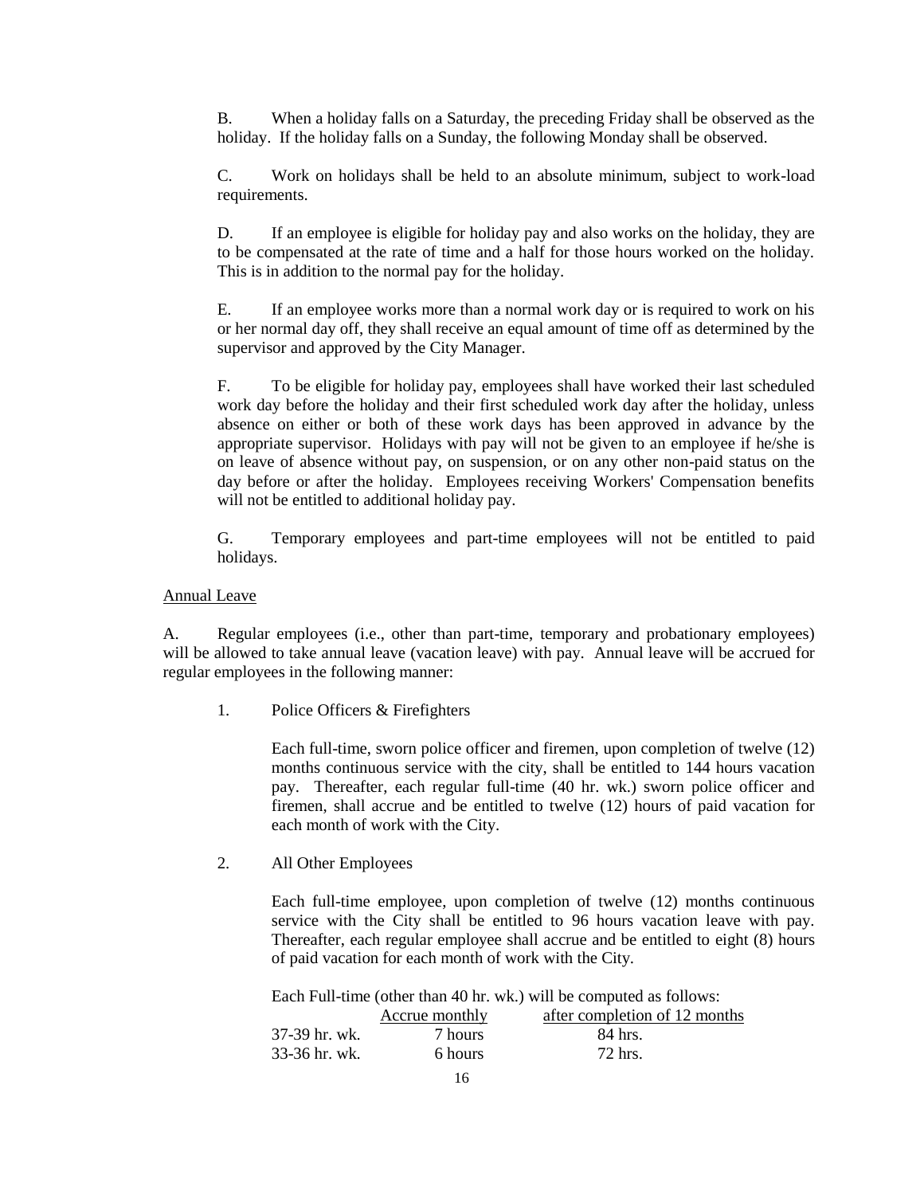B. When a holiday falls on a Saturday, the preceding Friday shall be observed as the holiday. If the holiday falls on a Sunday, the following Monday shall be observed.

C. Work on holidays shall be held to an absolute minimum, subject to work-load requirements.

D. If an employee is eligible for holiday pay and also works on the holiday, they are to be compensated at the rate of time and a half for those hours worked on the holiday. This is in addition to the normal pay for the holiday.

E. If an employee works more than a normal work day or is required to work on his or her normal day off, they shall receive an equal amount of time off as determined by the supervisor and approved by the City Manager.

F. To be eligible for holiday pay, employees shall have worked their last scheduled work day before the holiday and their first scheduled work day after the holiday, unless absence on either or both of these work days has been approved in advance by the appropriate supervisor. Holidays with pay will not be given to an employee if he/she is on leave of absence without pay, on suspension, or on any other non-paid status on the day before or after the holiday. Employees receiving Workers' Compensation benefits will not be entitled to additional holiday pay.

G. Temporary employees and part-time employees will not be entitled to paid holidays.

<u>Annual Leave</u>

A. Regular employees (i.e., other than part-time, temporary and probationary employees) will be allowed to take annual leave (vacation leave) with pay. Annual leave will be accrued for regular employees in the following manner:

1. Police Officers & Firefighters

   Each full-time, sworn police officer and firemen, upon completion of twelve (12) months continuous service with the city, shall be entitled to 144 hours vacation pay. Thereafter, each regular full-time (40 hr. wk.) sworn police officer and firemen, shall accrue and be entitled to twelve (12) hours of paid vacation for each month of work with the City.

2. All Other Employees

   Each full-time employee, upon completion of twelve (12) months continuous service with the City shall be entitled to 96 hours vacation leave with pay. Thereafter, each regular employee shall accrue and be entitled to eight (8) hours of paid vacation for each month of work with the City.

   Each Full-time (other than 40 hr. wk.) will be computed as follows:

| | Accrue monthly | after completion of 12 months |
|---|---|---|
| 37-39 hr. wk. | 7 hours | 84 hrs. |
| 33-36 hr. wk. | 6 hours | 72 hrs. |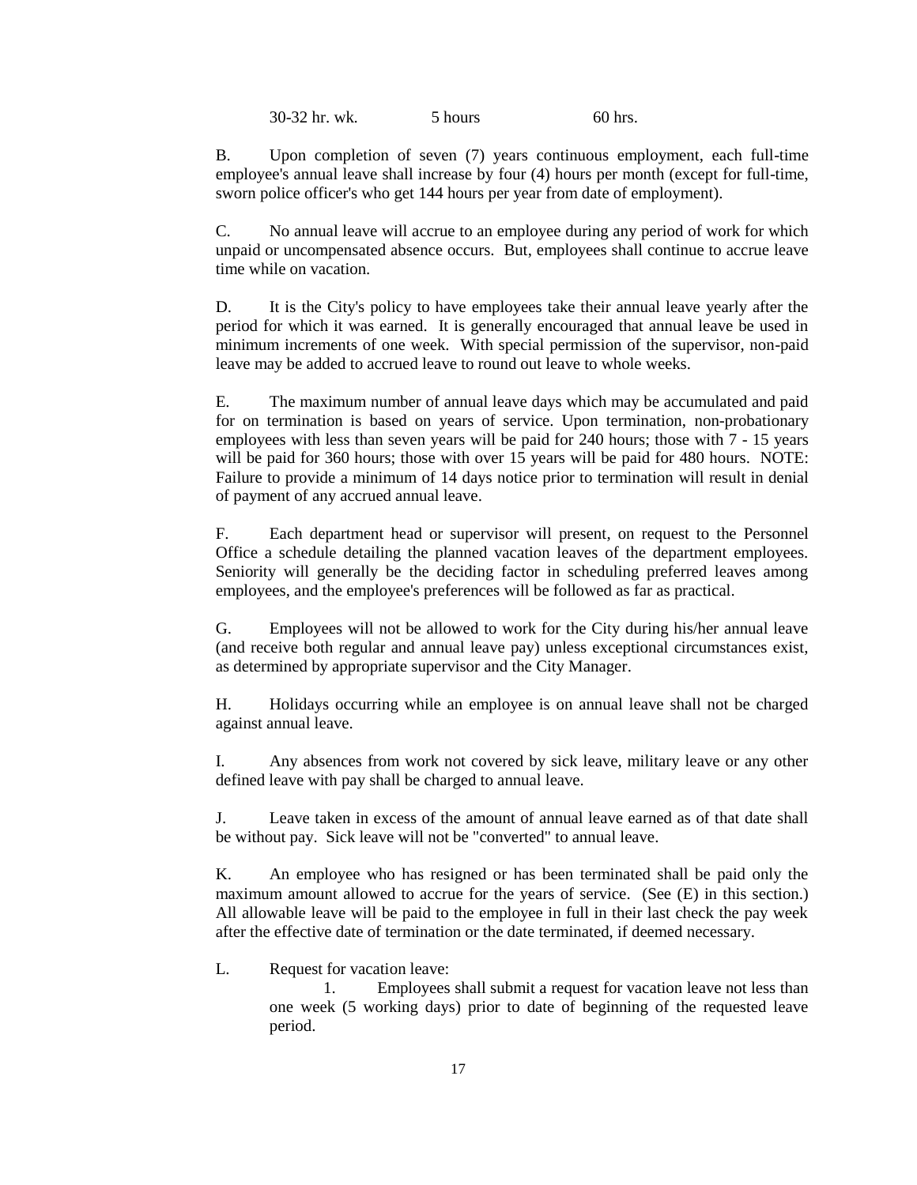| 30-32 hr. wk. | 5 hours | 60 hrs. |
|---|---|---|

B. Upon completion of seven (7) years continuous employment, each full-time employee's annual leave shall increase by four (4) hours per month (except for full-time, sworn police officer's who get 144 hours per year from date of employment).

C. No annual leave will accrue to an employee during any period of work for which unpaid or uncompensated absence occurs. But, employees shall continue to accrue leave time while on vacation.

D. It is the City's policy to have employees take their annual leave yearly after the period for which it was earned. It is generally encouraged that annual leave be used in minimum increments of one week. With special permission of the supervisor, non-paid leave may be added to accrued leave to round out leave to whole weeks.

E. The maximum number of annual leave days which may be accumulated and paid for on termination is based on years of service. Upon termination, non-probationary employees with less than seven years will be paid for 240 hours; those with 7 - 15 years will be paid for 360 hours; those with over 15 years will be paid for 480 hours. NOTE: Failure to provide a minimum of 14 days notice prior to termination will result in denial of payment of any accrued annual leave.

F. Each department head or supervisor will present, on request to the Personnel Office a schedule detailing the planned vacation leaves of the department employees. Seniority will generally be the deciding factor in scheduling preferred leaves among employees, and the employee's preferences will be followed as far as practical.

G. Employees will not be allowed to work for the City during his/her annual leave (and receive both regular and annual leave pay) unless exceptional circumstances exist, as determined by appropriate supervisor and the City Manager.

H. Holidays occurring while an employee is on annual leave shall not be charged against annual leave.

I. Any absences from work not covered by sick leave, military leave or any other defined leave with pay shall be charged to annual leave.

J. Leave taken in excess of the amount of annual leave earned as of that date shall be without pay. Sick leave will not be "converted" to annual leave.

K. An employee who has resigned or has been terminated shall be paid only the maximum amount allowed to accrue for the years of service. (See (E) in this section.) All allowable leave will be paid to the employee in full in their last check the pay week after the effective date of termination or the date terminated, if deemed necessary.

L. Request for vacation leave:

1. Employees shall submit a request for vacation leave not less than one week (5 working days) prior to date of beginning of the requested leave period.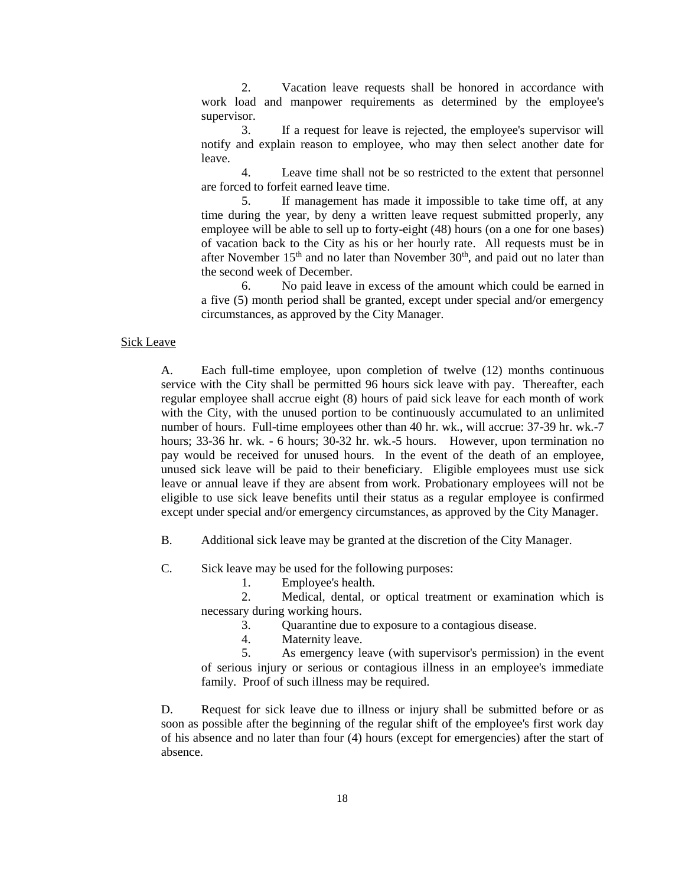2. Vacation leave requests shall be honored in accordance with work load and manpower requirements as determined by the employee's supervisor.

3. If a request for leave is rejected, the employee's supervisor will notify and explain reason to employee, who may then select another date for leave.

4. Leave time shall not be so restricted to the extent that personnel are forced to forfeit earned leave time.

5. If management has made it impossible to take time off, at any time during the year, by deny a written leave request submitted properly, any employee will be able to sell up to forty-eight (48) hours (on a one for one bases) of vacation back to the City as his or her hourly rate. All requests must be in after November 15th and no later than November 30th, and paid out no later than the second week of December.

6. No paid leave in excess of the amount which could be earned in a five (5) month period shall be granted, except under special and/or emergency circumstances, as approved by the City Manager.

Sick Leave

A. Each full-time employee, upon completion of twelve (12) months continuous service with the City shall be permitted 96 hours sick leave with pay. Thereafter, each regular employee shall accrue eight (8) hours of paid sick leave for each month of work with the City, with the unused portion to be continuously accumulated to an unlimited number of hours. Full-time employees other than 40 hr. wk., will accrue: 37-39 hr. wk.-7 hours; 33-36 hr. wk. - 6 hours; 30-32 hr. wk.-5 hours. However, upon termination no pay would be received for unused hours. In the event of the death of an employee, unused sick leave will be paid to their beneficiary. Eligible employees must use sick leave or annual leave if they are absent from work. Probationary employees will not be eligible to use sick leave benefits until their status as a regular employee is confirmed except under special and/or emergency circumstances, as approved by the City Manager.

B. Additional sick leave may be granted at the discretion of the City Manager.

C. Sick leave may be used for the following purposes:

1. Employee's health.

2. Medical, dental, or optical treatment or examination which is necessary during working hours.

3. Quarantine due to exposure to a contagious disease.

4. Maternity leave.

5. As emergency leave (with supervisor's permission) in the event of serious injury or serious or contagious illness in an employee's immediate family. Proof of such illness may be required.

D. Request for sick leave due to illness or injury shall be submitted before or as soon as possible after the beginning of the regular shift of the employee's first work day of his absence and no later than four (4) hours (except for emergencies) after the start of absence.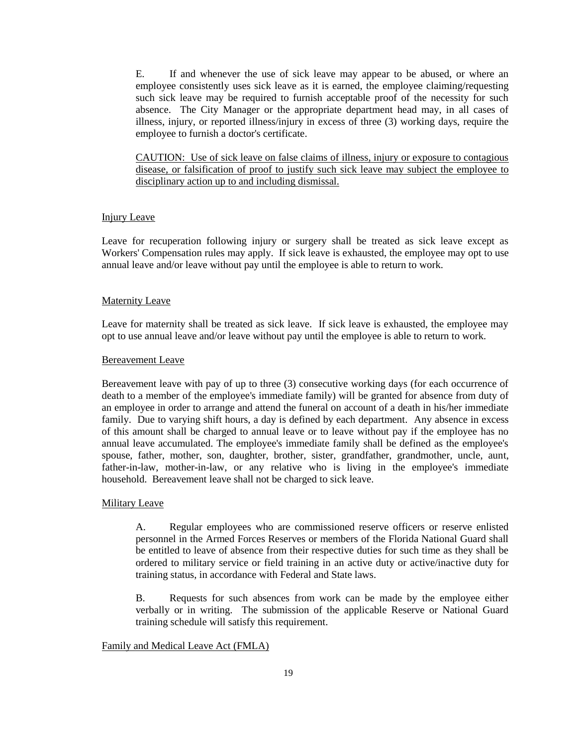E. If and whenever the use of sick leave may appear to be abused, or where an employee consistently uses sick leave as it is earned, the employee claiming/requesting such sick leave may be required to furnish acceptable proof of the necessity for such absence. The City Manager or the appropriate department head may, in all cases of illness, injury, or reported illness/injury in excess of three (3) working days, require the employee to furnish a doctor's certificate.

<u>CAUTION: Use of sick leave on false claims of illness, injury or exposure to contagious disease, or falsification of proof to justify such sick leave may subject the employee to disciplinary action up to and including dismissal.</u>

<u>Injury Leave</u>

Leave for recuperation following injury or surgery shall be treated as sick leave except as Workers' Compensation rules may apply. If sick leave is exhausted, the employee may opt to use annual leave and/or leave without pay until the employee is able to return to work.

<u>Maternity Leave</u>

Leave for maternity shall be treated as sick leave. If sick leave is exhausted, the employee may opt to use annual leave and/or leave without pay until the employee is able to return to work.

<u>Bereavement Leave</u>

Bereavement leave with pay of up to three (3) consecutive working days (for each occurrence of death to a member of the employee's immediate family) will be granted for absence from duty of an employee in order to arrange and attend the funeral on account of a death in his/her immediate family. Due to varying shift hours, a day is defined by each department. Any absence in excess of this amount shall be charged to annual leave or to leave without pay if the employee has no annual leave accumulated. The employee's immediate family shall be defined as the employee's spouse, father, mother, son, daughter, brother, sister, grandfather, grandmother, uncle, aunt, father-in-law, mother-in-law, or any relative who is living in the employee's immediate household. Bereavement leave shall not be charged to sick leave.

<u>Military Leave</u>

A. Regular employees who are commissioned reserve officers or reserve enlisted personnel in the Armed Forces Reserves or members of the Florida National Guard shall be entitled to leave of absence from their respective duties for such time as they shall be ordered to military service or field training in an active duty or active/inactive duty for training status, in accordance with Federal and State laws.

B. Requests for such absences from work can be made by the employee either verbally or in writing. The submission of the applicable Reserve or National Guard training schedule will satisfy this requirement.

<u>Family and Medical Leave Act (FMLA)</u>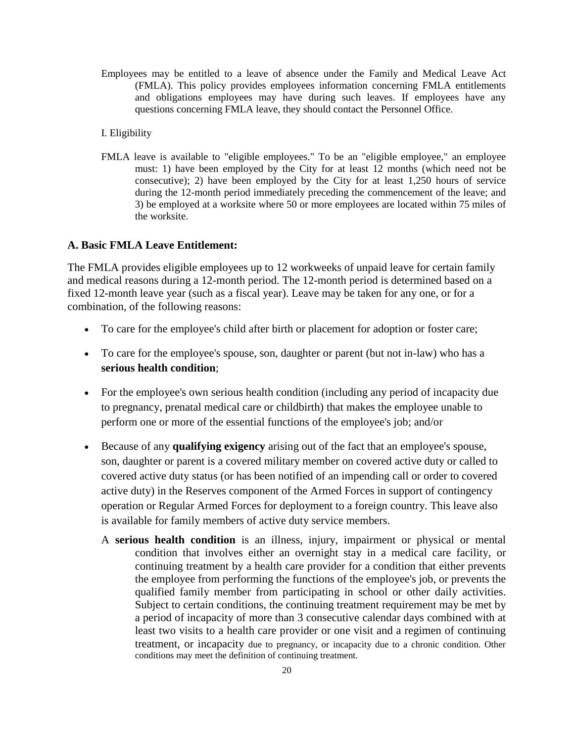Employees may be entitled to a leave of absence under the Family and Medical Leave Act (FMLA). This policy provides employees information concerning FMLA entitlements and obligations employees may have during such leaves. If employees have any questions concerning FMLA leave, they should contact the Personnel Office.

I. Eligibility

FMLA leave is available to "eligible employees." To be an "eligible employee," an employee must: 1) have been employed by the City for at least 12 months (which need not be consecutive); 2) have been employed by the City for at least 1,250 hours of service during the 12-month period immediately preceding the commencement of the leave; and 3) be employed at a worksite where 50 or more employees are located within 75 miles of the worksite.

**A. Basic FMLA Leave Entitlement:**

The FMLA provides eligible employees up to 12 workweeks of unpaid leave for certain family and medical reasons during a 12-month period. The 12-month period is determined based on a fixed 12-month leave year (such as a fiscal year). Leave may be taken for any one, or for a combination, of the following reasons:

- To care for the employee's child after birth or placement for adoption or foster care;
- To care for the employee's spouse, son, daughter or parent (but not in-law) who has a **serious health condition**;
- For the employee's own serious health condition (including any period of incapacity due to pregnancy, prenatal medical care or childbirth) that makes the employee unable to perform one or more of the essential functions of the employee's job; and/or
- Because of any **qualifying exigency** arising out of the fact that an employee's spouse, son, daughter or parent is a covered military member on covered active duty or called to covered active duty status (or has been notified of an impending call or order to covered active duty) in the Reserves component of the Armed Forces in support of contingency operation or Regular Armed Forces for deployment to a foreign country. This leave also is available for family members of active duty service members.

A **serious health condition** is an illness, injury, impairment or physical or mental condition that involves either an overnight stay in a medical care facility, or continuing treatment by a health care provider for a condition that either prevents the employee from performing the functions of the employee's job, or prevents the qualified family member from participating in school or other daily activities. Subject to certain conditions, the continuing treatment requirement may be met by a period of incapacity of more than 3 consecutive calendar days combined with at least two visits to a health care provider or one visit and a regimen of continuing treatment, or incapacity due to pregnancy, or incapacity due to a chronic condition. Other conditions may meet the definition of continuing treatment.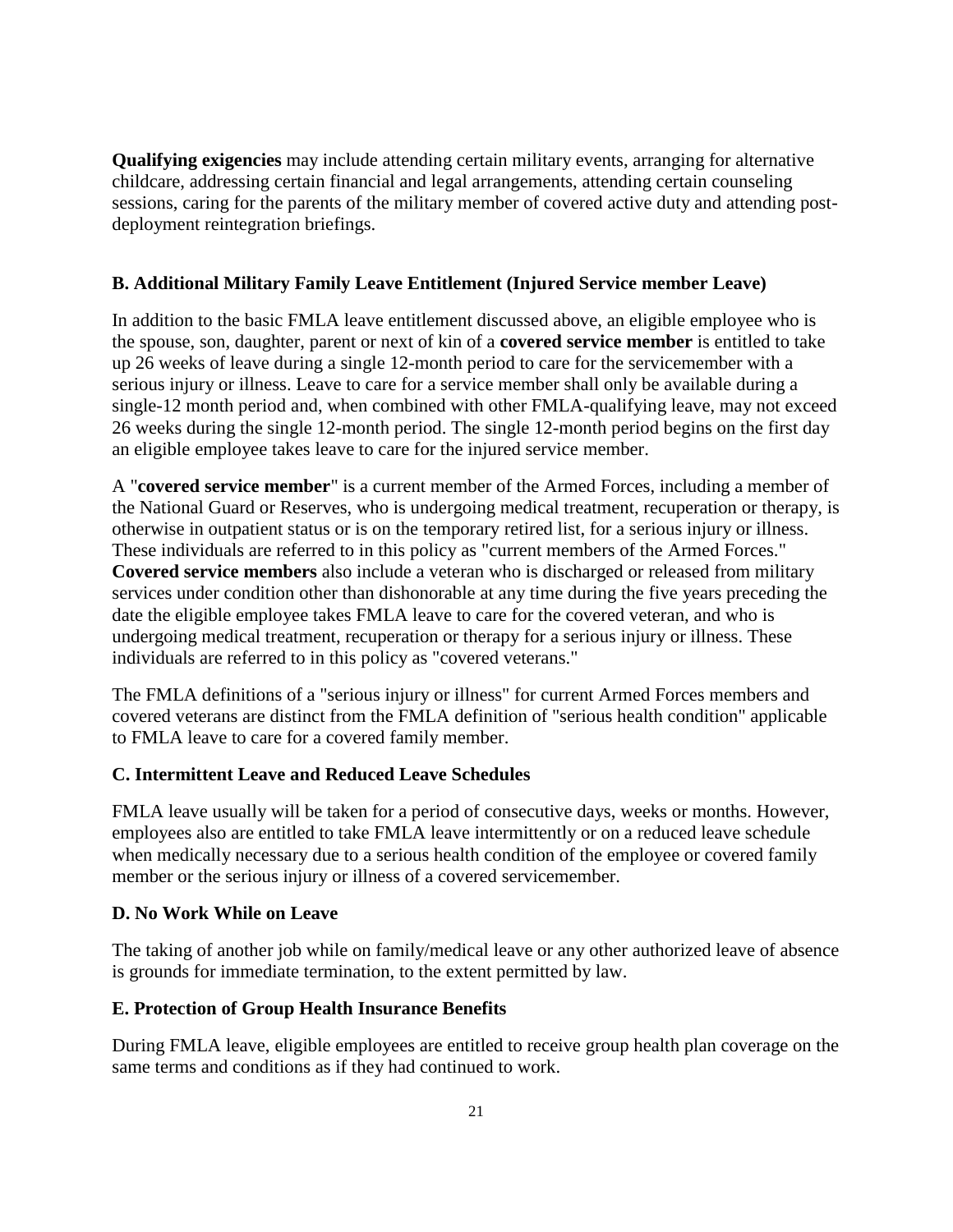**Qualifying exigencies** may include attending certain military events, arranging for alternative childcare, addressing certain financial and legal arrangements, attending certain counseling sessions, caring for the parents of the military member of covered active duty and attending post-deployment reintegration briefings.

### B. Additional Military Family Leave Entitlement (Injured Service member Leave)

In addition to the basic FMLA leave entitlement discussed above, an eligible employee who is the spouse, son, daughter, parent or next of kin of a **covered service member** is entitled to take up 26 weeks of leave during a single 12-month period to care for the servicemember with a serious injury or illness. Leave to care for a service member shall only be available during a single-12 month period and, when combined with other FMLA-qualifying leave, may not exceed 26 weeks during the single 12-month period. The single 12-month period begins on the first day an eligible employee takes leave to care for the injured service member.

A "**covered service member**" is a current member of the Armed Forces, including a member of the National Guard or Reserves, who is undergoing medical treatment, recuperation or therapy, is otherwise in outpatient status or is on the temporary retired list, for a serious injury or illness. These individuals are referred to in this policy as "current members of the Armed Forces." **Covered service members** also include a veteran who is discharged or released from military services under condition other than dishonorable at any time during the five years preceding the date the eligible employee takes FMLA leave to care for the covered veteran, and who is undergoing medical treatment, recuperation or therapy for a serious injury or illness. These individuals are referred to in this policy as "covered veterans."

The FMLA definitions of a "serious injury or illness" for current Armed Forces members and covered veterans are distinct from the FMLA definition of "serious health condition" applicable to FMLA leave to care for a covered family member.

### C. Intermittent Leave and Reduced Leave Schedules

FMLA leave usually will be taken for a period of consecutive days, weeks or months. However, employees also are entitled to take FMLA leave intermittently or on a reduced leave schedule when medically necessary due to a serious health condition of the employee or covered family member or the serious injury or illness of a covered servicemember.

### D. No Work While on Leave

The taking of another job while on family/medical leave or any other authorized leave of absence is grounds for immediate termination, to the extent permitted by law.

### E. Protection of Group Health Insurance Benefits

During FMLA leave, eligible employees are entitled to receive group health plan coverage on the same terms and conditions as if they had continued to work.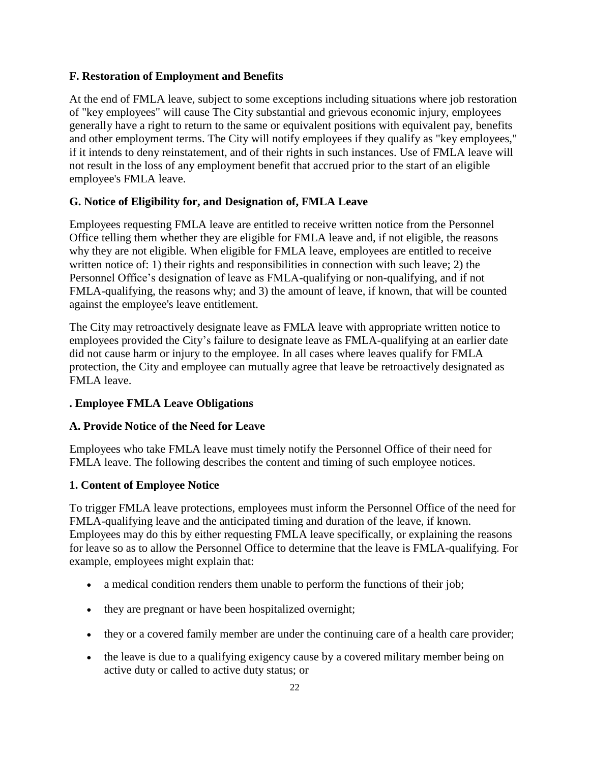### F. Restoration of Employment and Benefits

At the end of FMLA leave, subject to some exceptions including situations where job restoration of "key employees" will cause The City substantial and grievous economic injury, employees generally have a right to return to the same or equivalent positions with equivalent pay, benefits and other employment terms. The City will notify employees if they qualify as "key employees," if it intends to deny reinstatement, and of their rights in such instances. Use of FMLA leave will not result in the loss of any employment benefit that accrued prior to the start of an eligible employee's FMLA leave.

### G. Notice of Eligibility for, and Designation of, FMLA Leave

Employees requesting FMLA leave are entitled to receive written notice from the Personnel Office telling them whether they are eligible for FMLA leave and, if not eligible, the reasons why they are not eligible. When eligible for FMLA leave, employees are entitled to receive written notice of: 1) their rights and responsibilities in connection with such leave; 2) the Personnel Office's designation of leave as FMLA-qualifying or non-qualifying, and if not FMLA-qualifying, the reasons why; and 3) the amount of leave, if known, that will be counted against the employee's leave entitlement.

The City may retroactively designate leave as FMLA leave with appropriate written notice to employees provided the City's failure to designate leave as FMLA-qualifying at an earlier date did not cause harm or injury to the employee. In all cases where leaves qualify for FMLA protection, the City and employee can mutually agree that leave be retroactively designated as FMLA leave.

## . Employee FMLA Leave Obligations

### A. Provide Notice of the Need for Leave

Employees who take FMLA leave must timely notify the Personnel Office of their need for FMLA leave. The following describes the content and timing of such employee notices.

#### 1. Content of Employee Notice

To trigger FMLA leave protections, employees must inform the Personnel Office of the need for FMLA-qualifying leave and the anticipated timing and duration of the leave, if known. Employees may do this by either requesting FMLA leave specifically, or explaining the reasons for leave so as to allow the Personnel Office to determine that the leave is FMLA-qualifying. For example, employees might explain that:

- a medical condition renders them unable to perform the functions of their job;
- they are pregnant or have been hospitalized overnight;
- they or a covered family member are under the continuing care of a health care provider;
- the leave is due to a qualifying exigency cause by a covered military member being on active duty or called to active duty status; or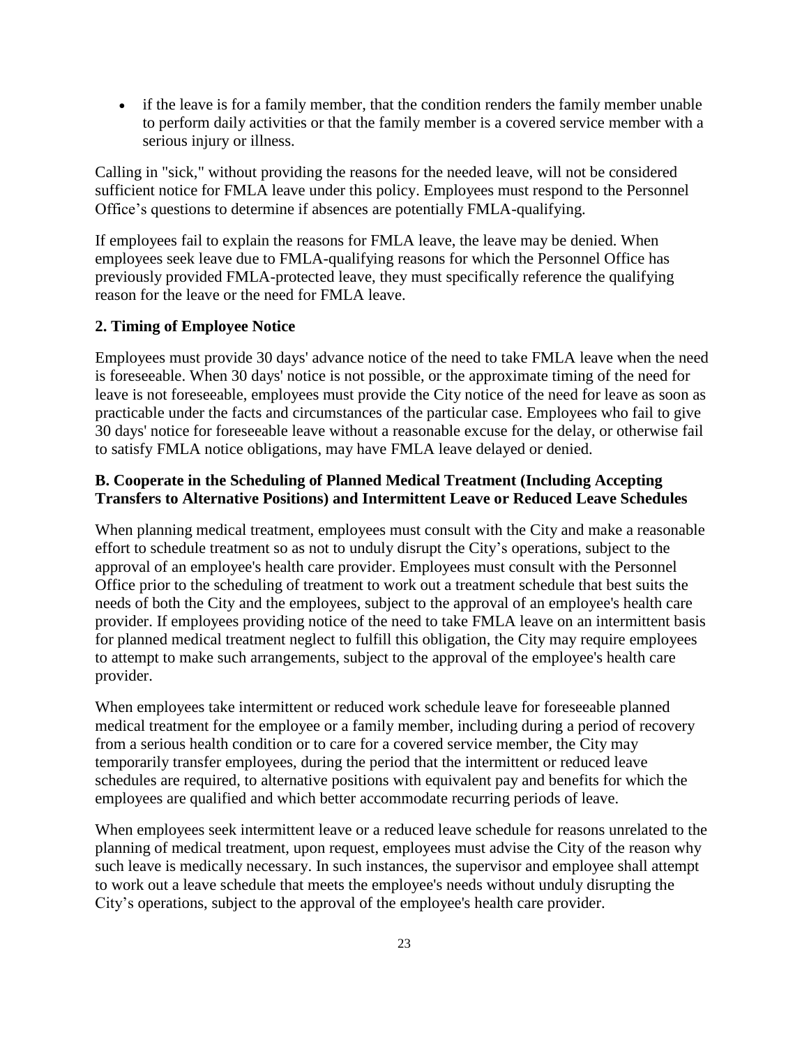- if the leave is for a family member, that the condition renders the family member unable to perform daily activities or that the family member is a covered service member with a serious injury or illness.

Calling in "sick," without providing the reasons for the needed leave, will not be considered sufficient notice for FMLA leave under this policy. Employees must respond to the Personnel Office's questions to determine if absences are potentially FMLA-qualifying.

If employees fail to explain the reasons for FMLA leave, the leave may be denied. When employees seek leave due to FMLA-qualifying reasons for which the Personnel Office has previously provided FMLA-protected leave, they must specifically reference the qualifying reason for the leave or the need for FMLA leave.

**2. Timing of Employee Notice**

Employees must provide 30 days' advance notice of the need to take FMLA leave when the need is foreseeable. When 30 days' notice is not possible, or the approximate timing of the need for leave is not foreseeable, employees must provide the City notice of the need for leave as soon as practicable under the facts and circumstances of the particular case. Employees who fail to give 30 days' notice for foreseeable leave without a reasonable excuse for the delay, or otherwise fail to satisfy FMLA notice obligations, may have FMLA leave delayed or denied.

**B. Cooperate in the Scheduling of Planned Medical Treatment (Including Accepting Transfers to Alternative Positions) and Intermittent Leave or Reduced Leave Schedules**

When planning medical treatment, employees must consult with the City and make a reasonable effort to schedule treatment so as not to unduly disrupt the City's operations, subject to the approval of an employee's health care provider. Employees must consult with the Personnel Office prior to the scheduling of treatment to work out a treatment schedule that best suits the needs of both the City and the employees, subject to the approval of an employee's health care provider. If employees providing notice of the need to take FMLA leave on an intermittent basis for planned medical treatment neglect to fulfill this obligation, the City may require employees to attempt to make such arrangements, subject to the approval of the employee's health care provider.

When employees take intermittent or reduced work schedule leave for foreseeable planned medical treatment for the employee or a family member, including during a period of recovery from a serious health condition or to care for a covered service member, the City may temporarily transfer employees, during the period that the intermittent or reduced leave schedules are required, to alternative positions with equivalent pay and benefits for which the employees are qualified and which better accommodate recurring periods of leave.

When employees seek intermittent leave or a reduced leave schedule for reasons unrelated to the planning of medical treatment, upon request, employees must advise the City of the reason why such leave is medically necessary. In such instances, the supervisor and employee shall attempt to work out a leave schedule that meets the employee's needs without unduly disrupting the City's operations, subject to the approval of the employee's health care provider.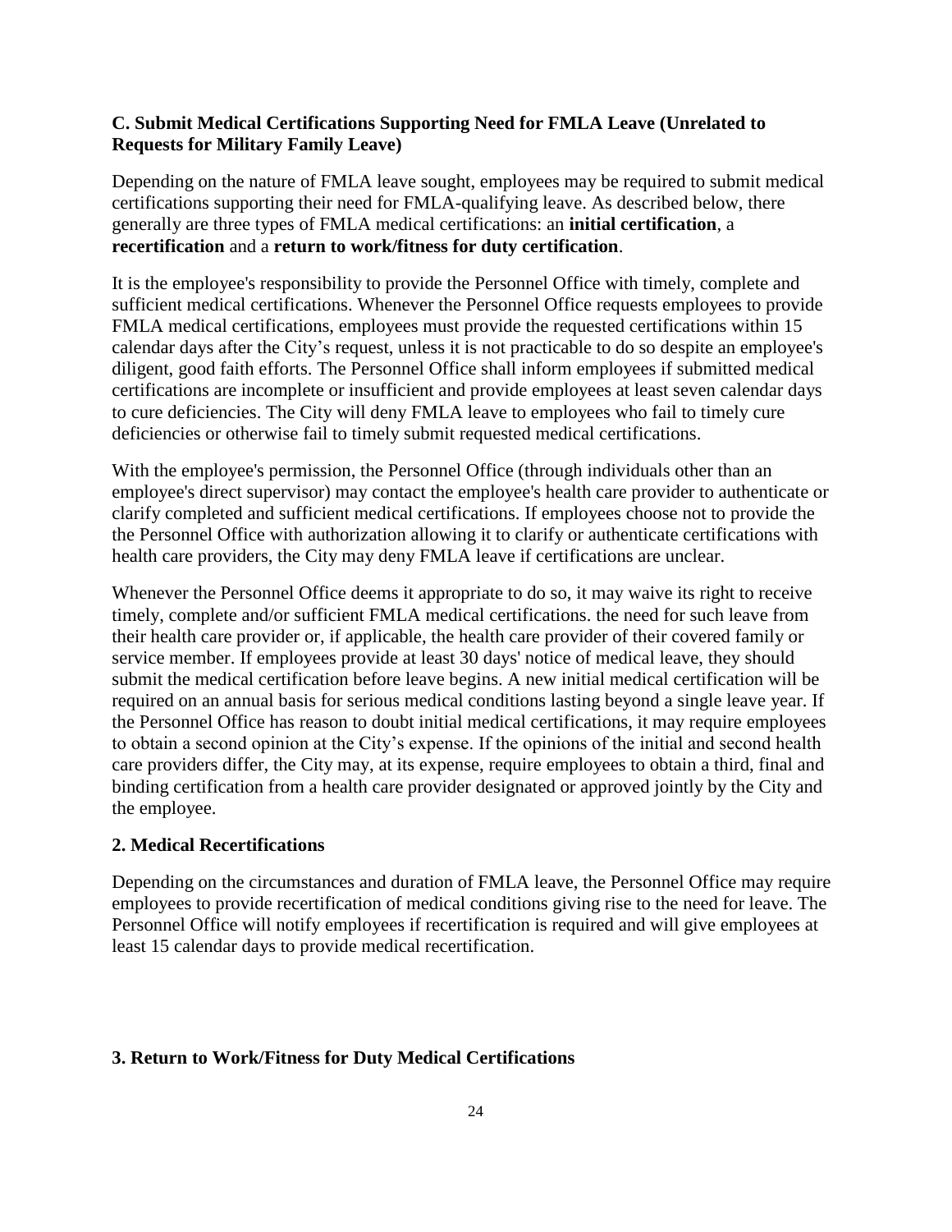### C. Submit Medical Certifications Supporting Need for FMLA Leave (Unrelated to Requests for Military Family Leave)

Depending on the nature of FMLA leave sought, employees may be required to submit medical certifications supporting their need for FMLA-qualifying leave. As described below, there generally are three types of FMLA medical certifications: an **initial certification**, a **recertification** and a **return to work/fitness for duty certification**.

It is the employee's responsibility to provide the Personnel Office with timely, complete and sufficient medical certifications. Whenever the Personnel Office requests employees to provide FMLA medical certifications, employees must provide the requested certifications within 15 calendar days after the City's request, unless it is not practicable to do so despite an employee's diligent, good faith efforts. The Personnel Office shall inform employees if submitted medical certifications are incomplete or insufficient and provide employees at least seven calendar days to cure deficiencies. The City will deny FMLA leave to employees who fail to timely cure deficiencies or otherwise fail to timely submit requested medical certifications.

With the employee's permission, the Personnel Office (through individuals other than an employee's direct supervisor) may contact the employee's health care provider to authenticate or clarify completed and sufficient medical certifications. If employees choose not to provide the the Personnel Office with authorization allowing it to clarify or authenticate certifications with health care providers, the City may deny FMLA leave if certifications are unclear.

Whenever the Personnel Office deems it appropriate to do so, it may waive its right to receive timely, complete and/or sufficient FMLA medical certifications. the need for such leave from their health care provider or, if applicable, the health care provider of their covered family or service member. If employees provide at least 30 days' notice of medical leave, they should submit the medical certification before leave begins. A new initial medical certification will be required on an annual basis for serious medical conditions lasting beyond a single leave year. If the Personnel Office has reason to doubt initial medical certifications, it may require employees to obtain a second opinion at the City's expense. If the opinions of the initial and second health care providers differ, the City may, at its expense, require employees to obtain a third, final and binding certification from a health care provider designated or approved jointly by the City and the employee.

#### 2. Medical Recertifications

Depending on the circumstances and duration of FMLA leave, the Personnel Office may require employees to provide recertification of medical conditions giving rise to the need for leave. The Personnel Office will notify employees if recertification is required and will give employees at least 15 calendar days to provide medical recertification.

#### 3. Return to Work/Fitness for Duty Medical Certifications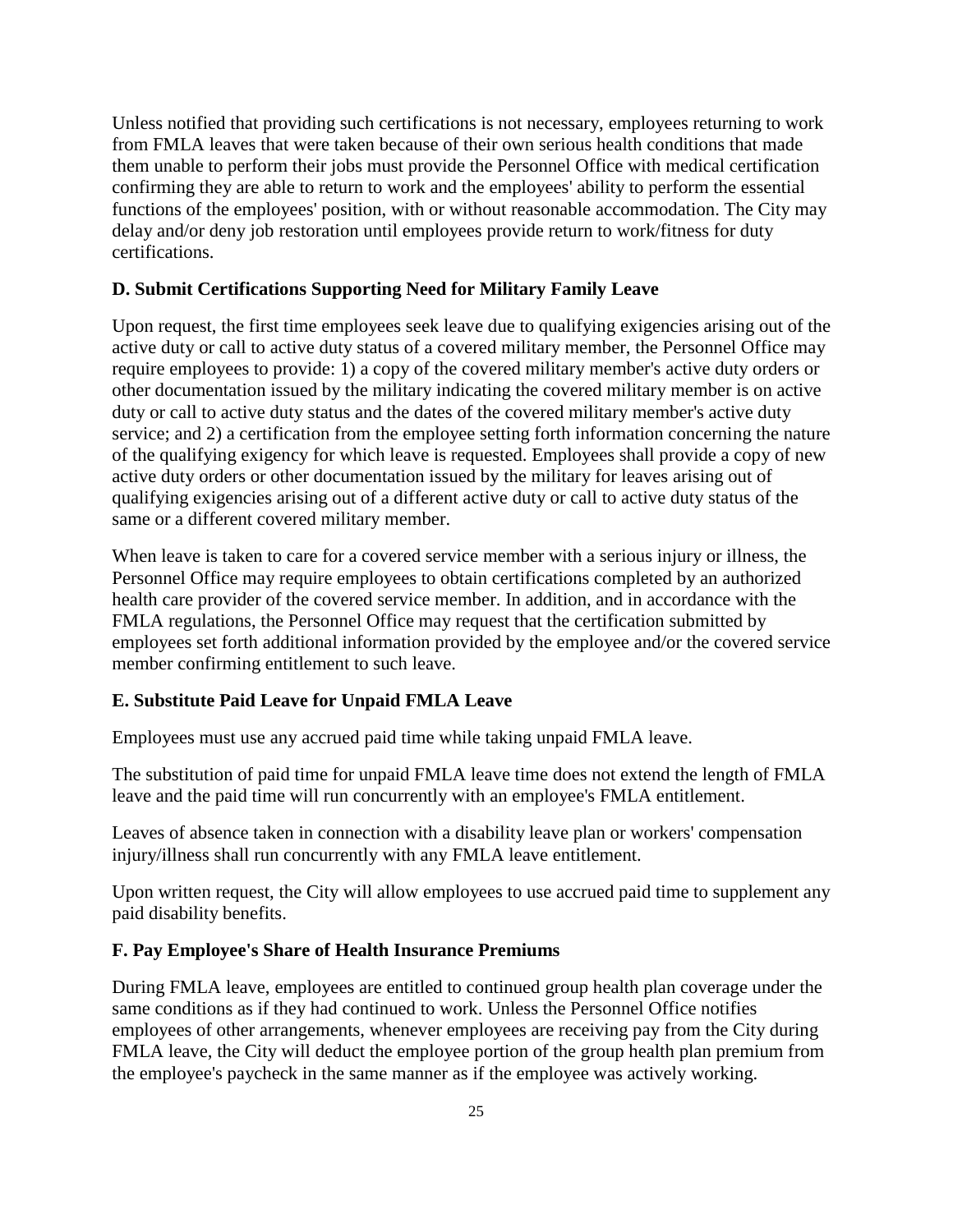Unless notified that providing such certifications is not necessary, employees returning to work from FMLA leaves that were taken because of their own serious health conditions that made them unable to perform their jobs must provide the Personnel Office with medical certification confirming they are able to return to work and the employees' ability to perform the essential functions of the employees' position, with or without reasonable accommodation. The City may delay and/or deny job restoration until employees provide return to work/fitness for duty certifications.

### D. Submit Certifications Supporting Need for Military Family Leave

Upon request, the first time employees seek leave due to qualifying exigencies arising out of the active duty or call to active duty status of a covered military member, the Personnel Office may require employees to provide: 1) a copy of the covered military member's active duty orders or other documentation issued by the military indicating the covered military member is on active duty or call to active duty status and the dates of the covered military member's active duty service; and 2) a certification from the employee setting forth information concerning the nature of the qualifying exigency for which leave is requested. Employees shall provide a copy of new active duty orders or other documentation issued by the military for leaves arising out of qualifying exigencies arising out of a different active duty or call to active duty status of the same or a different covered military member.

When leave is taken to care for a covered service member with a serious injury or illness, the Personnel Office may require employees to obtain certifications completed by an authorized health care provider of the covered service member. In addition, and in accordance with the FMLA regulations, the Personnel Office may request that the certification submitted by employees set forth additional information provided by the employee and/or the covered service member confirming entitlement to such leave.

### E. Substitute Paid Leave for Unpaid FMLA Leave

Employees must use any accrued paid time while taking unpaid FMLA leave.

The substitution of paid time for unpaid FMLA leave time does not extend the length of FMLA leave and the paid time will run concurrently with an employee's FMLA entitlement.

Leaves of absence taken in connection with a disability leave plan or workers' compensation injury/illness shall run concurrently with any FMLA leave entitlement.

Upon written request, the City will allow employees to use accrued paid time to supplement any paid disability benefits.

### F. Pay Employee's Share of Health Insurance Premiums

During FMLA leave, employees are entitled to continued group health plan coverage under the same conditions as if they had continued to work. Unless the Personnel Office notifies employees of other arrangements, whenever employees are receiving pay from the City during FMLA leave, the City will deduct the employee portion of the group health plan premium from the employee's paycheck in the same manner as if the employee was actively working.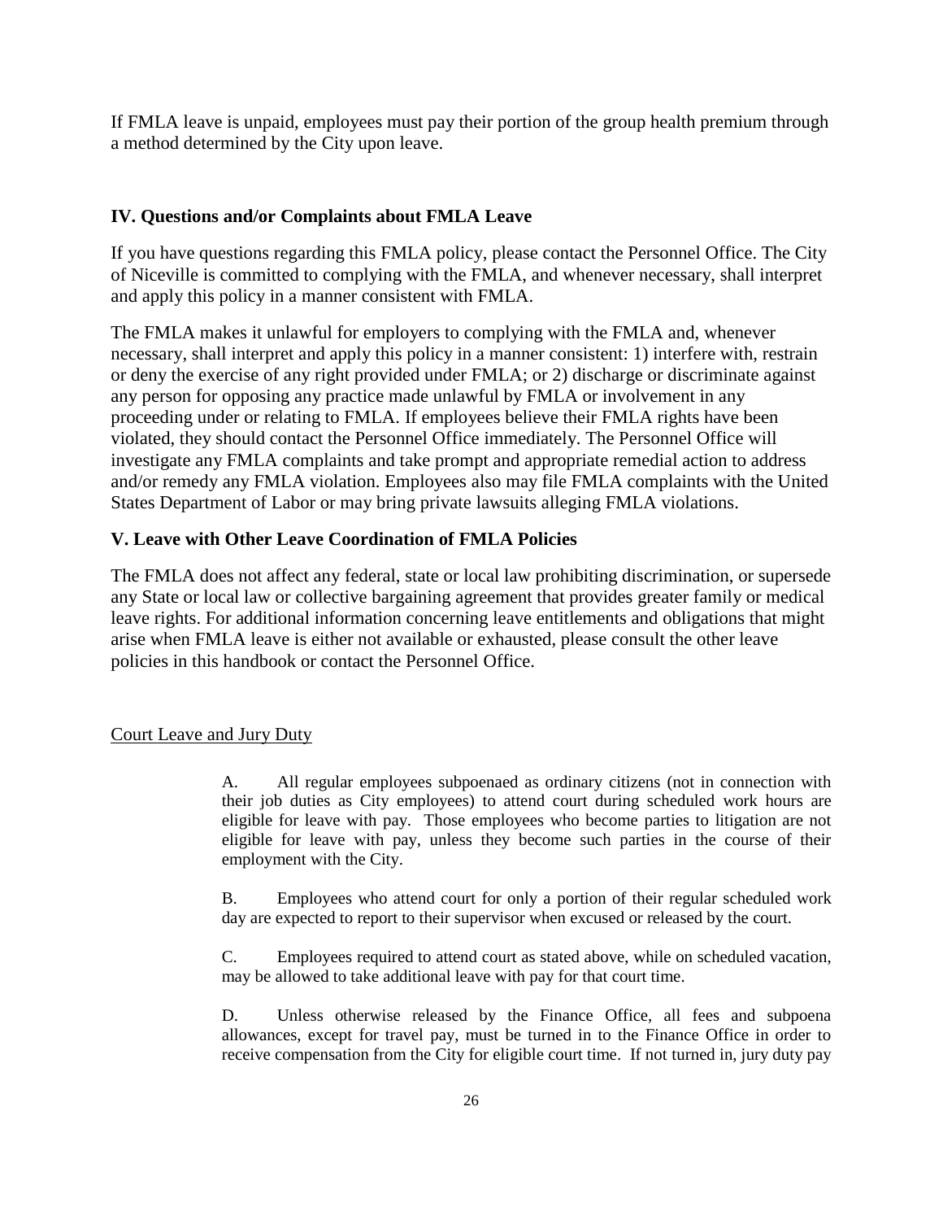If FMLA leave is unpaid, employees must pay their portion of the group health premium through a method determined by the City upon leave.

### IV. Questions and/or Complaints about FMLA Leave

If you have questions regarding this FMLA policy, please contact the Personnel Office. The City of Niceville is committed to complying with the FMLA, and whenever necessary, shall interpret and apply this policy in a manner consistent with FMLA.

The FMLA makes it unlawful for employers to complying with the FMLA and, whenever necessary, shall interpret and apply this policy in a manner consistent: 1) interfere with, restrain or deny the exercise of any right provided under FMLA; or 2) discharge or discriminate against any person for opposing any practice made unlawful by FMLA or involvement in any proceeding under or relating to FMLA. If employees believe their FMLA rights have been violated, they should contact the Personnel Office immediately. The Personnel Office will investigate any FMLA complaints and take prompt and appropriate remedial action to address and/or remedy any FMLA violation. Employees also may file FMLA complaints with the United States Department of Labor or may bring private lawsuits alleging FMLA violations.

### V. Leave with Other Leave Coordination of FMLA Policies

The FMLA does not affect any federal, state or local law prohibiting discrimination, or supersede any State or local law or collective bargaining agreement that provides greater family or medical leave rights. For additional information concerning leave entitlements and obligations that might arise when FMLA leave is either not available or exhausted, please consult the other leave policies in this handbook or contact the Personnel Office.

<u>Court Leave and Jury Duty</u>

A. All regular employees subpoenaed as ordinary citizens (not in connection with their job duties as City employees) to attend court during scheduled work hours are eligible for leave with pay. Those employees who become parties to litigation are not eligible for leave with pay, unless they become such parties in the course of their employment with the City.

B. Employees who attend court for only a portion of their regular scheduled work day are expected to report to their supervisor when excused or released by the court.

C. Employees required to attend court as stated above, while on scheduled vacation, may be allowed to take additional leave with pay for that court time.

D. Unless otherwise released by the Finance Office, all fees and subpoena allowances, except for travel pay, must be turned in to the Finance Office in order to receive compensation from the City for eligible court time. If not turned in, jury duty pay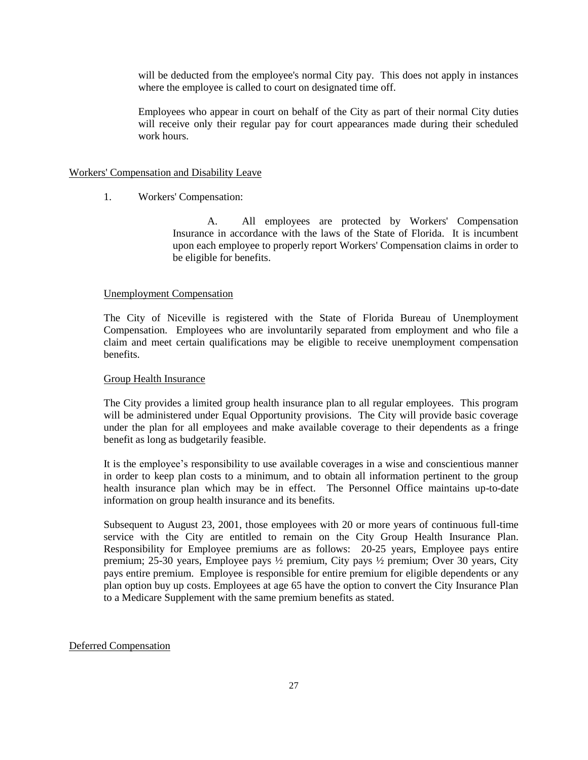will be deducted from the employee's normal City pay. This does not apply in instances where the employee is called to court on designated time off.

Employees who appear in court on behalf of the City as part of their normal City duties will receive only their regular pay for court appearances made during their scheduled work hours.

## Workers' Compensation and Disability Leave

1. Workers' Compensation:

   A. All employees are protected by Workers' Compensation Insurance in accordance with the laws of the State of Florida. It is incumbent upon each employee to properly report Workers' Compensation claims in order to be eligible for benefits.

### Unemployment Compensation

The City of Niceville is registered with the State of Florida Bureau of Unemployment Compensation. Employees who are involuntarily separated from employment and who file a claim and meet certain qualifications may be eligible to receive unemployment compensation benefits.

### Group Health Insurance

The City provides a limited group health insurance plan to all regular employees. This program will be administered under Equal Opportunity provisions. The City will provide basic coverage under the plan for all employees and make available coverage to their dependents as a fringe benefit as long as budgetarily feasible.

It is the employee's responsibility to use available coverages in a wise and conscientious manner in order to keep plan costs to a minimum, and to obtain all information pertinent to the group health insurance plan which may be in effect. The Personnel Office maintains up-to-date information on group health insurance and its benefits.

Subsequent to August 23, 2001, those employees with 20 or more years of continuous full-time service with the City are entitled to remain on the City Group Health Insurance Plan. Responsibility for Employee premiums are as follows: 20-25 years, Employee pays entire premium; 25-30 years, Employee pays ½ premium, City pays ½ premium; Over 30 years, City pays entire premium. Employee is responsible for entire premium for eligible dependents or any plan option buy up costs. Employees at age 65 have the option to convert the City Insurance Plan to a Medicare Supplement with the same premium benefits as stated.

## Deferred Compensation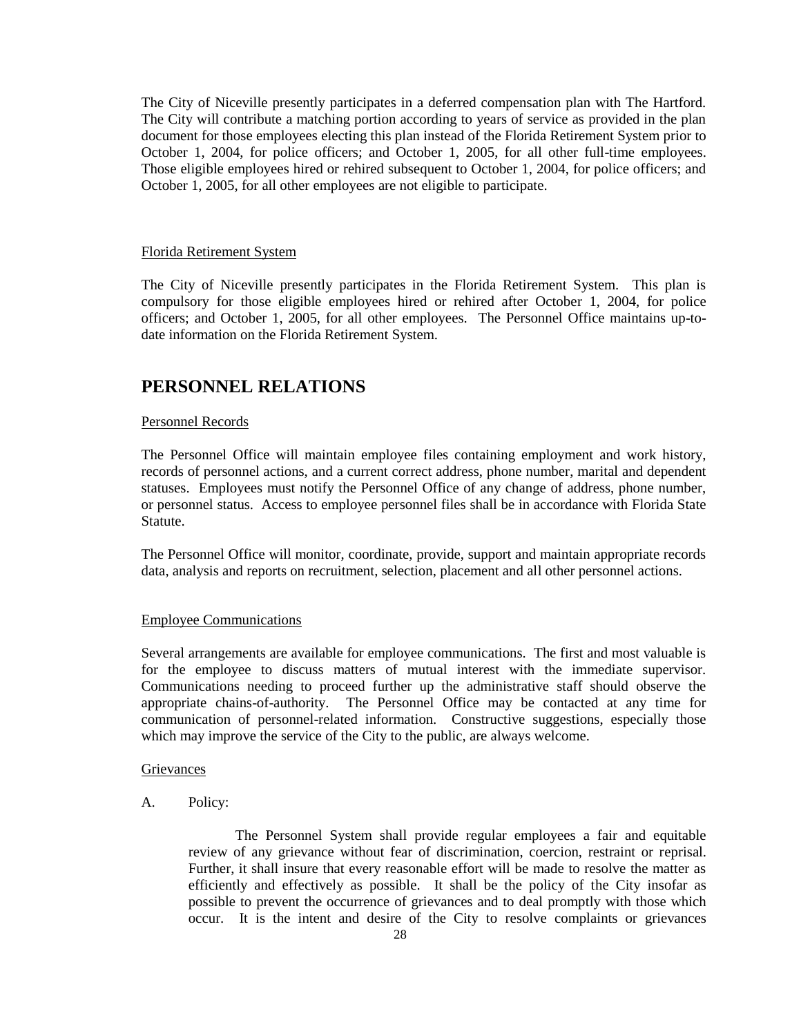The City of Niceville presently participates in a deferred compensation plan with The Hartford. The City will contribute a matching portion according to years of service as provided in the plan document for those employees electing this plan instead of the Florida Retirement System prior to October 1, 2004, for police officers; and October 1, 2005, for all other full-time employees. Those eligible employees hired or rehired subsequent to October 1, 2004, for police officers; and October 1, 2005, for all other employees are not eligible to participate.

Florida Retirement System

The City of Niceville presently participates in the Florida Retirement System. This plan is compulsory for those eligible employees hired or rehired after October 1, 2004, for police officers; and October 1, 2005, for all other employees. The Personnel Office maintains up-to-date information on the Florida Retirement System.

# PERSONNEL RELATIONS

Personnel Records

The Personnel Office will maintain employee files containing employment and work history, records of personnel actions, and a current correct address, phone number, marital and dependent statuses. Employees must notify the Personnel Office of any change of address, phone number, or personnel status. Access to employee personnel files shall be in accordance with Florida State Statute.

The Personnel Office will monitor, coordinate, provide, support and maintain appropriate records data, analysis and reports on recruitment, selection, placement and all other personnel actions.

Employee Communications

Several arrangements are available for employee communications. The first and most valuable is for the employee to discuss matters of mutual interest with the immediate supervisor. Communications needing to proceed further up the administrative staff should observe the appropriate chains-of-authority. The Personnel Office may be contacted at any time for communication of personnel-related information. Constructive suggestions, especially those which may improve the service of the City to the public, are always welcome.

Grievances

A. Policy:

The Personnel System shall provide regular employees a fair and equitable review of any grievance without fear of discrimination, coercion, restraint or reprisal. Further, it shall insure that every reasonable effort will be made to resolve the matter as efficiently and effectively as possible. It shall be the policy of the City insofar as possible to prevent the occurrence of grievances and to deal promptly with those which occur. It is the intent and desire of the City to resolve complaints or grievances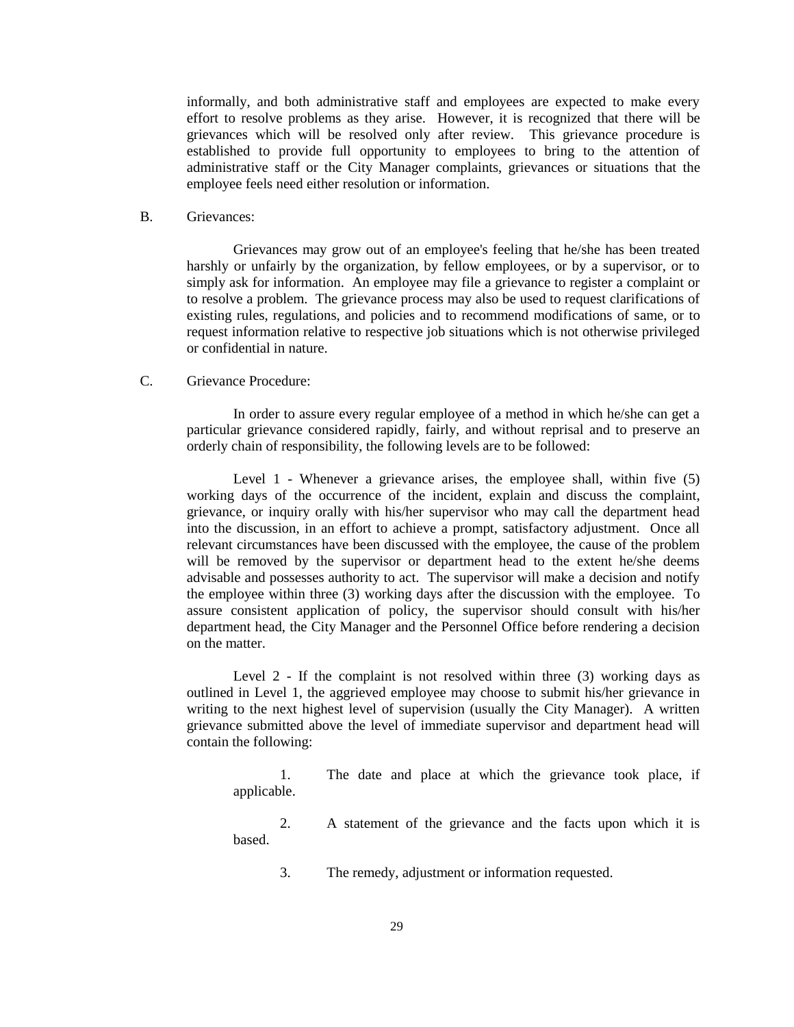informally, and both administrative staff and employees are expected to make every effort to resolve problems as they arise. However, it is recognized that there will be grievances which will be resolved only after review. This grievance procedure is established to provide full opportunity to employees to bring to the attention of administrative staff or the City Manager complaints, grievances or situations that the employee feels need either resolution or information.

B. Grievances:

Grievances may grow out of an employee's feeling that he/she has been treated harshly or unfairly by the organization, by fellow employees, or by a supervisor, or to simply ask for information. An employee may file a grievance to register a complaint or to resolve a problem. The grievance process may also be used to request clarifications of existing rules, regulations, and policies and to recommend modifications of same, or to request information relative to respective job situations which is not otherwise privileged or confidential in nature.

C. Grievance Procedure:

In order to assure every regular employee of a method in which he/she can get a particular grievance considered rapidly, fairly, and without reprisal and to preserve an orderly chain of responsibility, the following levels are to be followed:

Level 1 - Whenever a grievance arises, the employee shall, within five (5) working days of the occurrence of the incident, explain and discuss the complaint, grievance, or inquiry orally with his/her supervisor who may call the department head into the discussion, in an effort to achieve a prompt, satisfactory adjustment. Once all relevant circumstances have been discussed with the employee, the cause of the problem will be removed by the supervisor or department head to the extent he/she deems advisable and possesses authority to act. The supervisor will make a decision and notify the employee within three (3) working days after the discussion with the employee. To assure consistent application of policy, the supervisor should consult with his/her department head, the City Manager and the Personnel Office before rendering a decision on the matter.

Level 2 - If the complaint is not resolved within three (3) working days as outlined in Level 1, the aggrieved employee may choose to submit his/her grievance in writing to the next highest level of supervision (usually the City Manager). A written grievance submitted above the level of immediate supervisor and department head will contain the following:

1. The date and place at which the grievance took place, if applicable.

2. A statement of the grievance and the facts upon which it is based.

3. The remedy, adjustment or information requested.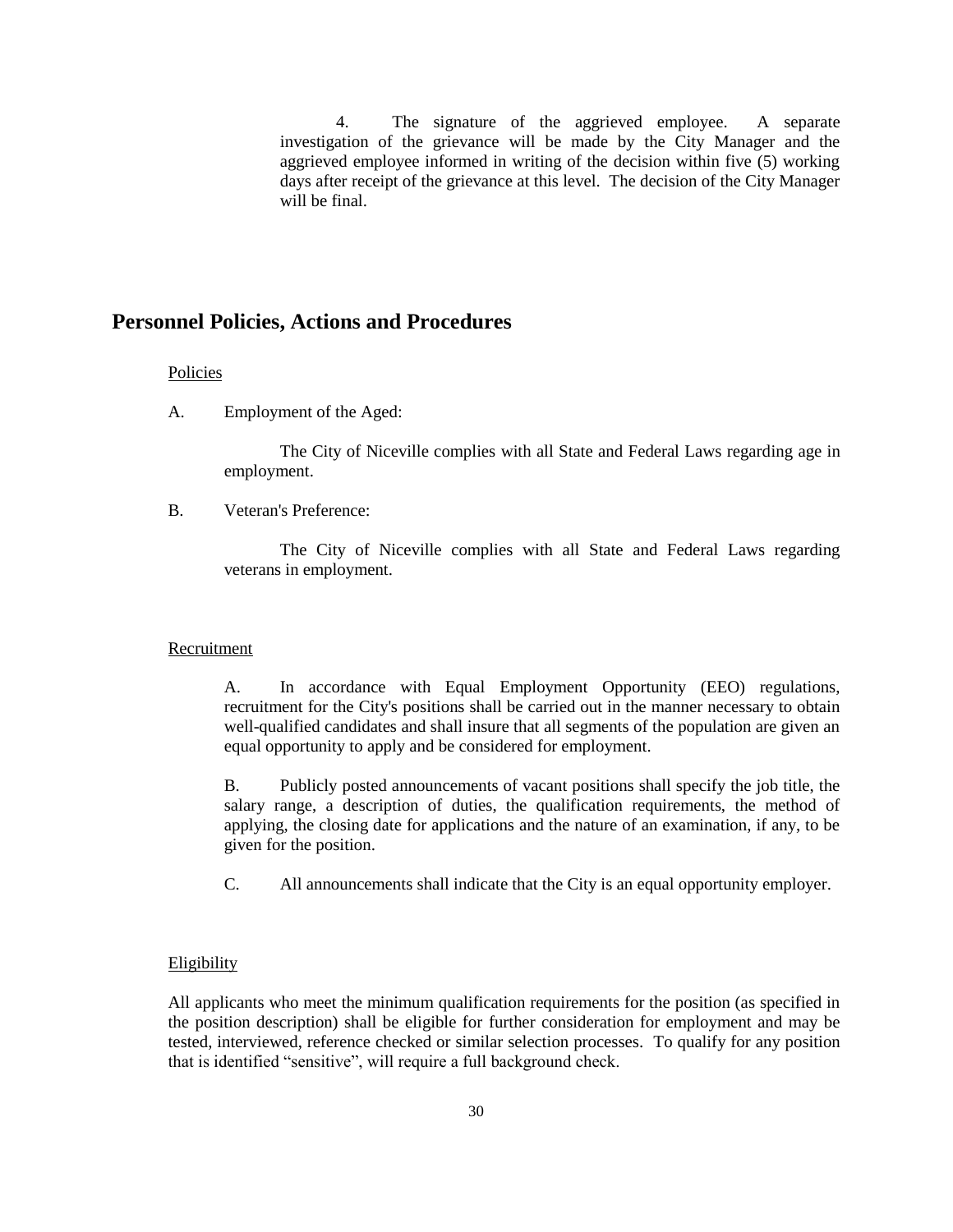4. The signature of the aggrieved employee. A separate investigation of the grievance will be made by the City Manager and the aggrieved employee informed in writing of the decision within five (5) working days after receipt of the grievance at this level. The decision of the City Manager will be final.

## Personnel Policies, Actions and Procedures

Policies

A. Employment of the Aged:

The City of Niceville complies with all State and Federal Laws regarding age in employment.

B. Veteran's Preference:

The City of Niceville complies with all State and Federal Laws regarding veterans in employment.

Recruitment

A. In accordance with Equal Employment Opportunity (EEO) regulations, recruitment for the City's positions shall be carried out in the manner necessary to obtain well-qualified candidates and shall insure that all segments of the population are given an equal opportunity to apply and be considered for employment.

B. Publicly posted announcements of vacant positions shall specify the job title, the salary range, a description of duties, the qualification requirements, the method of applying, the closing date for applications and the nature of an examination, if any, to be given for the position.

C. All announcements shall indicate that the City is an equal opportunity employer.

Eligibility

All applicants who meet the minimum qualification requirements for the position (as specified in the position description) shall be eligible for further consideration for employment and may be tested, interviewed, reference checked or similar selection processes. To qualify for any position that is identified "sensitive", will require a full background check.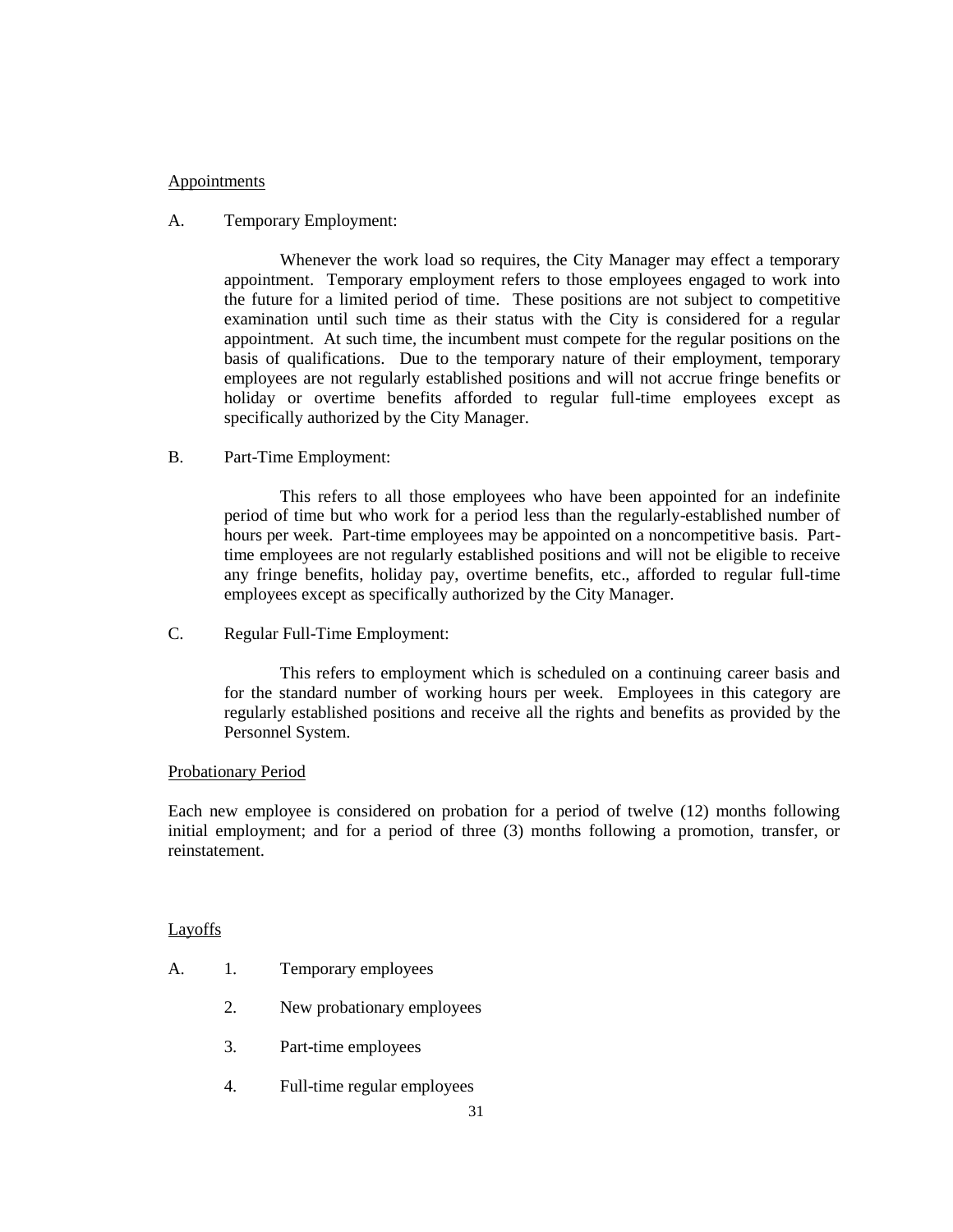<u>Appointments</u>

A. Temporary Employment:

Whenever the work load so requires, the City Manager may effect a temporary appointment. Temporary employment refers to those employees engaged to work into the future for a limited period of time. These positions are not subject to competitive examination until such time as their status with the City is considered for a regular appointment. At such time, the incumbent must compete for the regular positions on the basis of qualifications. Due to the temporary nature of their employment, temporary employees are not regularly established positions and will not accrue fringe benefits or holiday or overtime benefits afforded to regular full-time employees except as specifically authorized by the City Manager.

B. Part-Time Employment:

This refers to all those employees who have been appointed for an indefinite period of time but who work for a period less than the regularly-established number of hours per week. Part-time employees may be appointed on a noncompetitive basis. Part-time employees are not regularly established positions and will not be eligible to receive any fringe benefits, holiday pay, overtime benefits, etc., afforded to regular full-time employees except as specifically authorized by the City Manager.

C. Regular Full-Time Employment:

This refers to employment which is scheduled on a continuing career basis and for the standard number of working hours per week. Employees in this category are regularly established positions and receive all the rights and benefits as provided by the Personnel System.

<u>Probationary Period</u>

Each new employee is considered on probation for a period of twelve (12) months following initial employment; and for a period of three (3) months following a promotion, transfer, or reinstatement.

<u>Layoffs</u>

A. 1. Temporary employees

2. New probationary employees

3. Part-time employees

4. Full-time regular employees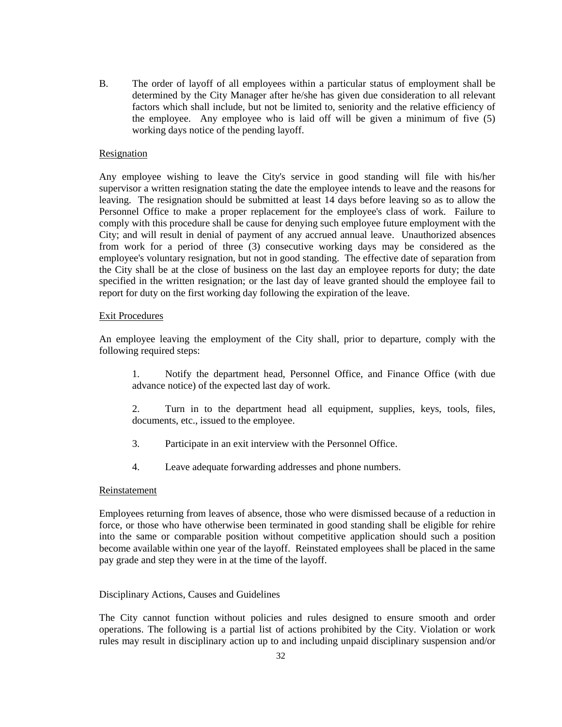B. The order of layoff of all employees within a particular status of employment shall be determined by the City Manager after he/she has given due consideration to all relevant factors which shall include, but not be limited to, seniority and the relative efficiency of the employee. Any employee who is laid off will be given a minimum of five (5) working days notice of the pending layoff.

<u>Resignation</u>

Any employee wishing to leave the City's service in good standing will file with his/her supervisor a written resignation stating the date the employee intends to leave and the reasons for leaving. The resignation should be submitted at least 14 days before leaving so as to allow the Personnel Office to make a proper replacement for the employee's class of work. Failure to comply with this procedure shall be cause for denying such employee future employment with the City; and will result in denial of payment of any accrued annual leave. Unauthorized absences from work for a period of three (3) consecutive working days may be considered as the employee's voluntary resignation, but not in good standing. The effective date of separation from the City shall be at the close of business on the last day an employee reports for duty; the date specified in the written resignation; or the last day of leave granted should the employee fail to report for duty on the first working day following the expiration of the leave.

<u>Exit Procedures</u>

An employee leaving the employment of the City shall, prior to departure, comply with the following required steps:

1. Notify the department head, Personnel Office, and Finance Office (with due advance notice) of the expected last day of work.

2. Turn in to the department head all equipment, supplies, keys, tools, files, documents, etc., issued to the employee.

3. Participate in an exit interview with the Personnel Office.

4. Leave adequate forwarding addresses and phone numbers.

<u>Reinstatement</u>

Employees returning from leaves of absence, those who were dismissed because of a reduction in force, or those who have otherwise been terminated in good standing shall be eligible for rehire into the same or comparable position without competitive application should such a position become available within one year of the layoff. Reinstated employees shall be placed in the same pay grade and step they were in at the time of the layoff.

Disciplinary Actions, Causes and Guidelines

The City cannot function without policies and rules designed to ensure smooth and order operations. The following is a partial list of actions prohibited by the City. Violation or work rules may result in disciplinary action up to and including unpaid disciplinary suspension and/or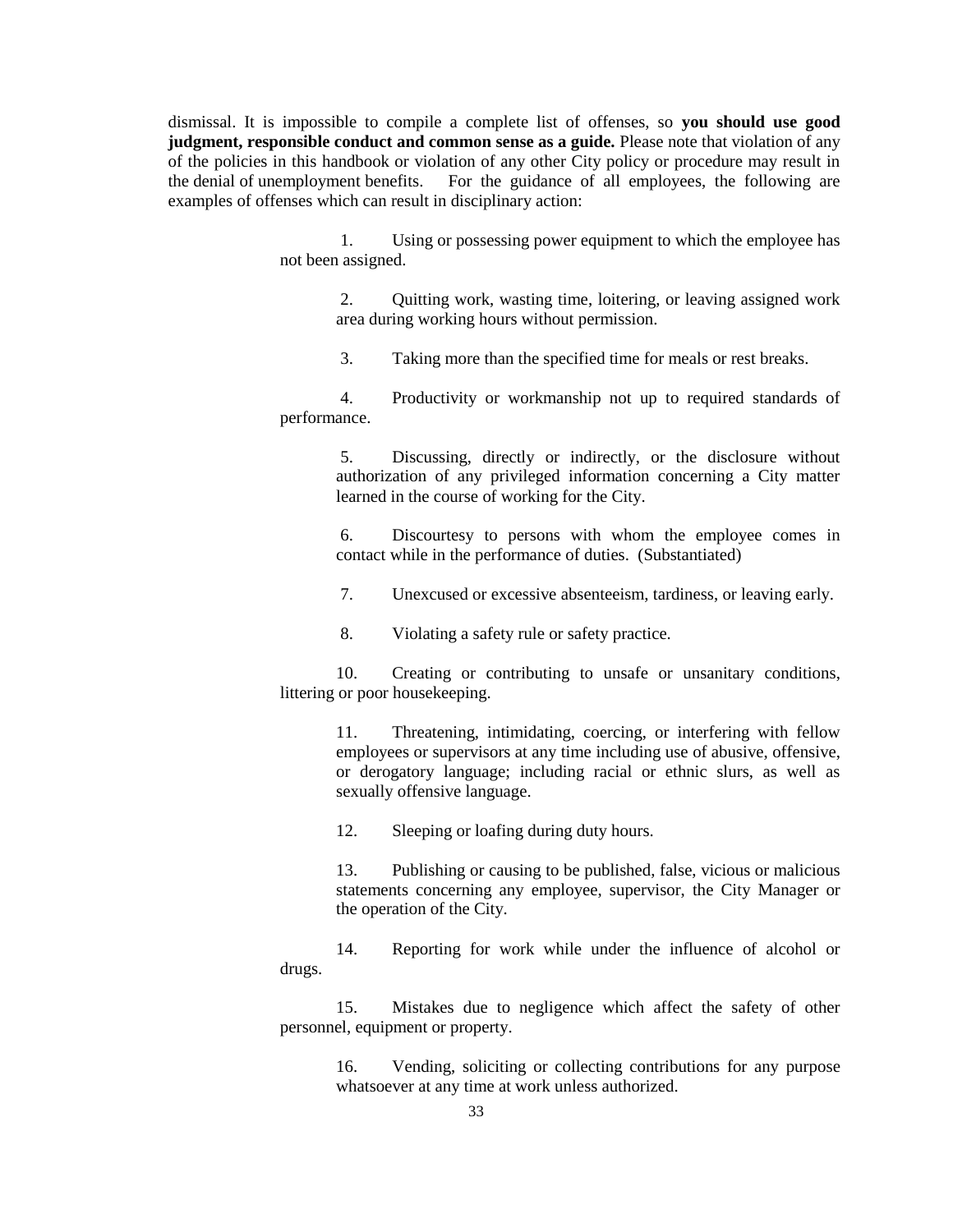dismissal. It is impossible to compile a complete list of offenses, so **you should use good judgment, responsible conduct and common sense as a guide.** Please note that violation of any of the policies in this handbook or violation of any other City policy or procedure may result in the denial of unemployment benefits. For the guidance of all employees, the following are examples of offenses which can result in disciplinary action:

1. Using or possessing power equipment to which the employee has not been assigned.

2. Quitting work, wasting time, loitering, or leaving assigned work area during working hours without permission.

3. Taking more than the specified time for meals or rest breaks.

4. Productivity or workmanship not up to required standards of performance.

5. Discussing, directly or indirectly, or the disclosure without authorization of any privileged information concerning a City matter learned in the course of working for the City.

6. Discourtesy to persons with whom the employee comes in contact while in the performance of duties. (Substantiated)

7. Unexcused or excessive absenteeism, tardiness, or leaving early.

8. Violating a safety rule or safety practice.

10. Creating or contributing to unsafe or unsanitary conditions, littering or poor housekeeping.

11. Threatening, intimidating, coercing, or interfering with fellow employees or supervisors at any time including use of abusive, offensive, or derogatory language; including racial or ethnic slurs, as well as sexually offensive language.

12. Sleeping or loafing during duty hours.

13. Publishing or causing to be published, false, vicious or malicious statements concerning any employee, supervisor, the City Manager or the operation of the City.

14. Reporting for work while under the influence of alcohol or drugs.

15. Mistakes due to negligence which affect the safety of other personnel, equipment or property.

16. Vending, soliciting or collecting contributions for any purpose whatsoever at any time at work unless authorized.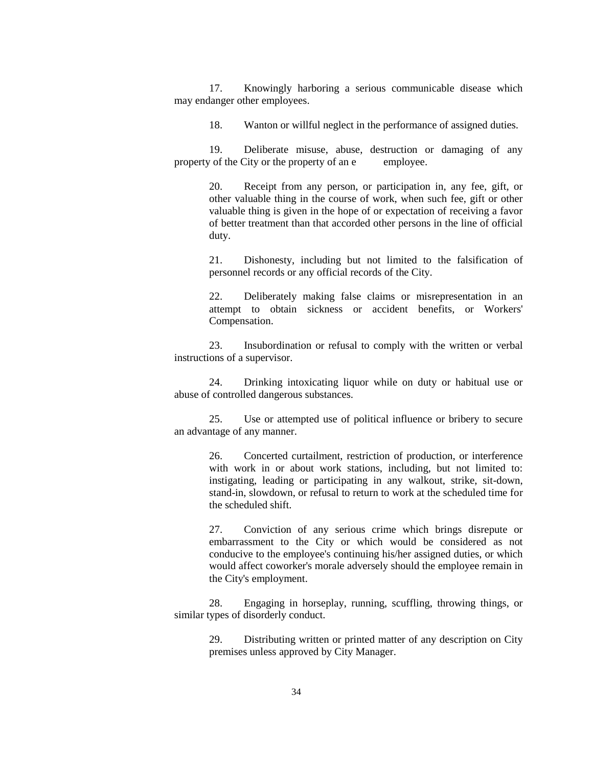17. Knowingly harboring a serious communicable disease which may endanger other employees.

18. Wanton or willful neglect in the performance of assigned duties.

19. Deliberate misuse, abuse, destruction or damaging of any property of the City or the property of an e employee.

20. Receipt from any person, or participation in, any fee, gift, or other valuable thing in the course of work, when such fee, gift or other valuable thing is given in the hope of or expectation of receiving a favor of better treatment than that accorded other persons in the line of official duty.

21. Dishonesty, including but not limited to the falsification of personnel records or any official records of the City.

22. Deliberately making false claims or misrepresentation in an attempt to obtain sickness or accident benefits, or Workers' Compensation.

23. Insubordination or refusal to comply with the written or verbal instructions of a supervisor.

24. Drinking intoxicating liquor while on duty or habitual use or abuse of controlled dangerous substances.

25. Use or attempted use of political influence or bribery to secure an advantage of any manner.

26. Concerted curtailment, restriction of production, or interference with work in or about work stations, including, but not limited to: instigating, leading or participating in any walkout, strike, sit-down, stand-in, slowdown, or refusal to return to work at the scheduled time for the scheduled shift.

27. Conviction of any serious crime which brings disrepute or embarrassment to the City or which would be considered as not conducive to the employee's continuing his/her assigned duties, or which would affect coworker's morale adversely should the employee remain in the City's employment.

28. Engaging in horseplay, running, scuffling, throwing things, or similar types of disorderly conduct.

29. Distributing written or printed matter of any description on City premises unless approved by City Manager.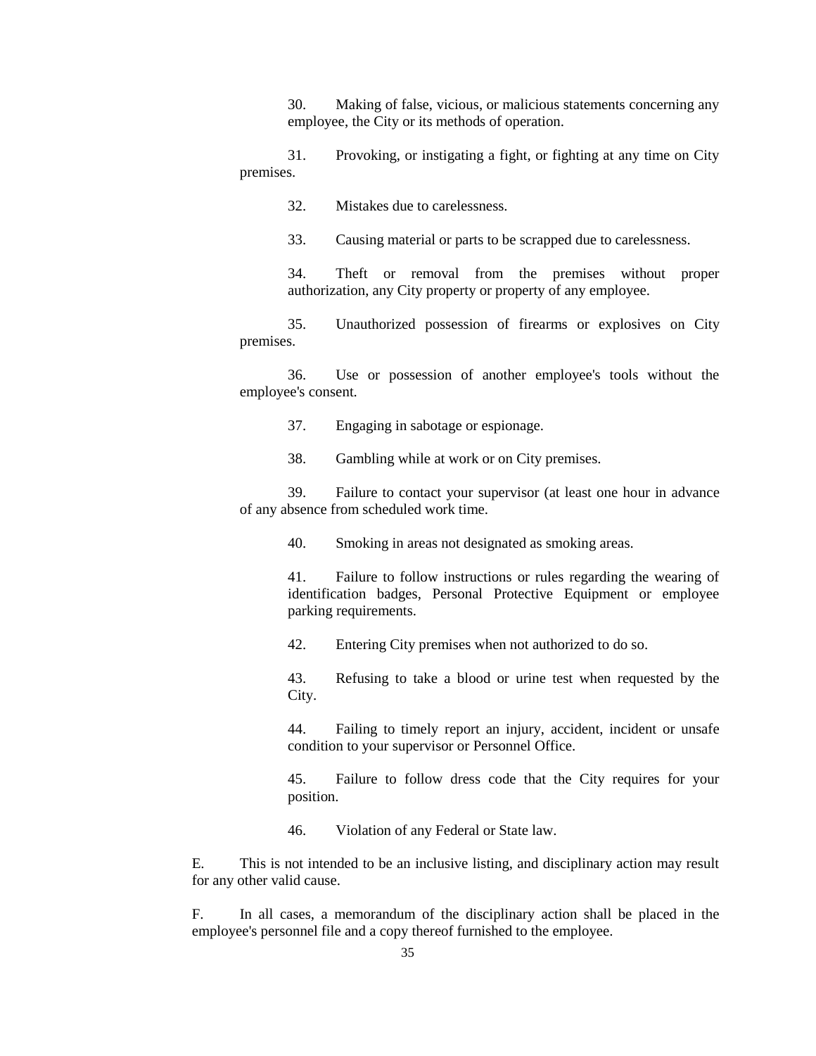30. Making of false, vicious, or malicious statements concerning any employee, the City or its methods of operation.

31. Provoking, or instigating a fight, or fighting at any time on City premises.

32. Mistakes due to carelessness.

33. Causing material or parts to be scrapped due to carelessness.

34. Theft or removal from the premises without proper authorization, any City property or property of any employee.

35. Unauthorized possession of firearms or explosives on City premises.

36. Use or possession of another employee's tools without the employee's consent.

37. Engaging in sabotage or espionage.

38. Gambling while at work or on City premises.

39. Failure to contact your supervisor (at least one hour in advance of any absence from scheduled work time.

40. Smoking in areas not designated as smoking areas.

41. Failure to follow instructions or rules regarding the wearing of identification badges, Personal Protective Equipment or employee parking requirements.

42. Entering City premises when not authorized to do so.

43. Refusing to take a blood or urine test when requested by the City.

44. Failing to timely report an injury, accident, incident or unsafe condition to your supervisor or Personnel Office.

45. Failure to follow dress code that the City requires for your position.

46. Violation of any Federal or State law.

E. This is not intended to be an inclusive listing, and disciplinary action may result for any other valid cause.

F. In all cases, a memorandum of the disciplinary action shall be placed in the employee's personnel file and a copy thereof furnished to the employee.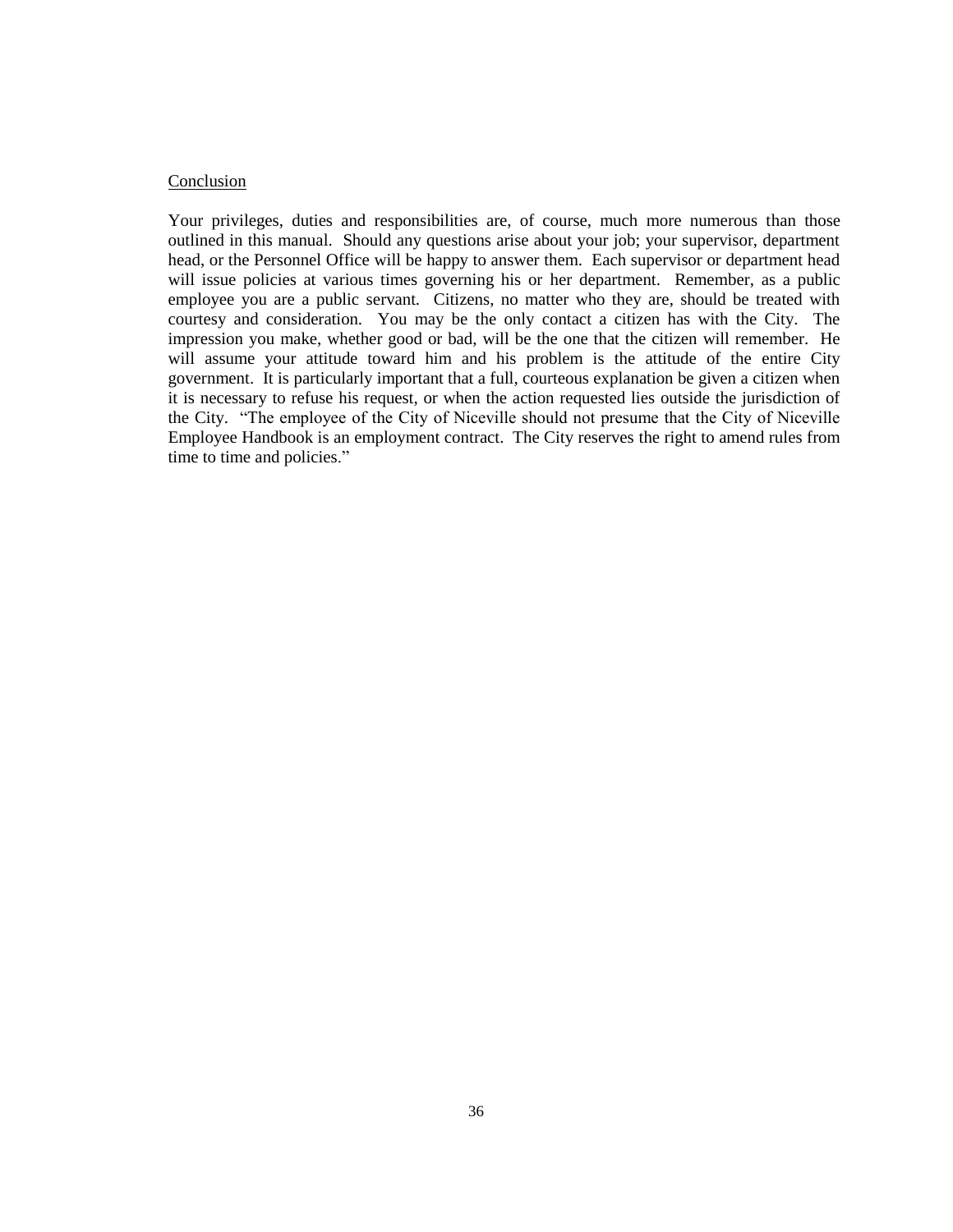## Conclusion

Your privileges, duties and responsibilities are, of course, much more numerous than those outlined in this manual. Should any questions arise about your job; your supervisor, department head, or the Personnel Office will be happy to answer them. Each supervisor or department head will issue policies at various times governing his or her department. Remember, as a public employee you are a public servant. Citizens, no matter who they are, should be treated with courtesy and consideration. You may be the only contact a citizen has with the City. The impression you make, whether good or bad, will be the one that the citizen will remember. He will assume your attitude toward him and his problem is the attitude of the entire City government. It is particularly important that a full, courteous explanation be given a citizen when it is necessary to refuse his request, or when the action requested lies outside the jurisdiction of the City. "The employee of the City of Niceville should not presume that the City of Niceville Employee Handbook is an employment contract. The City reserves the right to amend rules from time to time and policies."